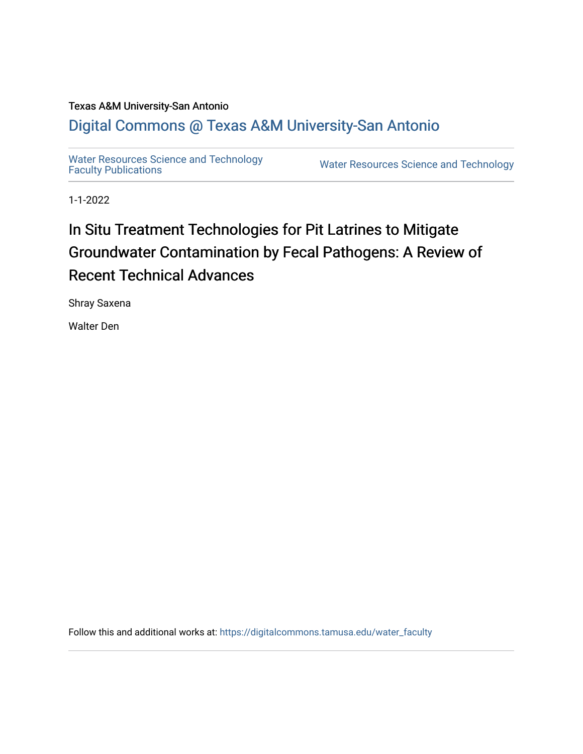Texas A&M University-San Antonio

Digital Commons @ Texas A&M University-San Antonio

Water Resources Science and Technology Faculty Publications

Water Resources Science and Technology

1-1-2022

# In Situ Treatment Technologies for Pit Latrines to Mitigate Groundwater Contamination by Fecal Pathogens: A Review of Recent Technical Advances

Shray Saxena

Walter Den

Follow this and additional works at: https://digitalcommons.tamusa.edu/water_faculty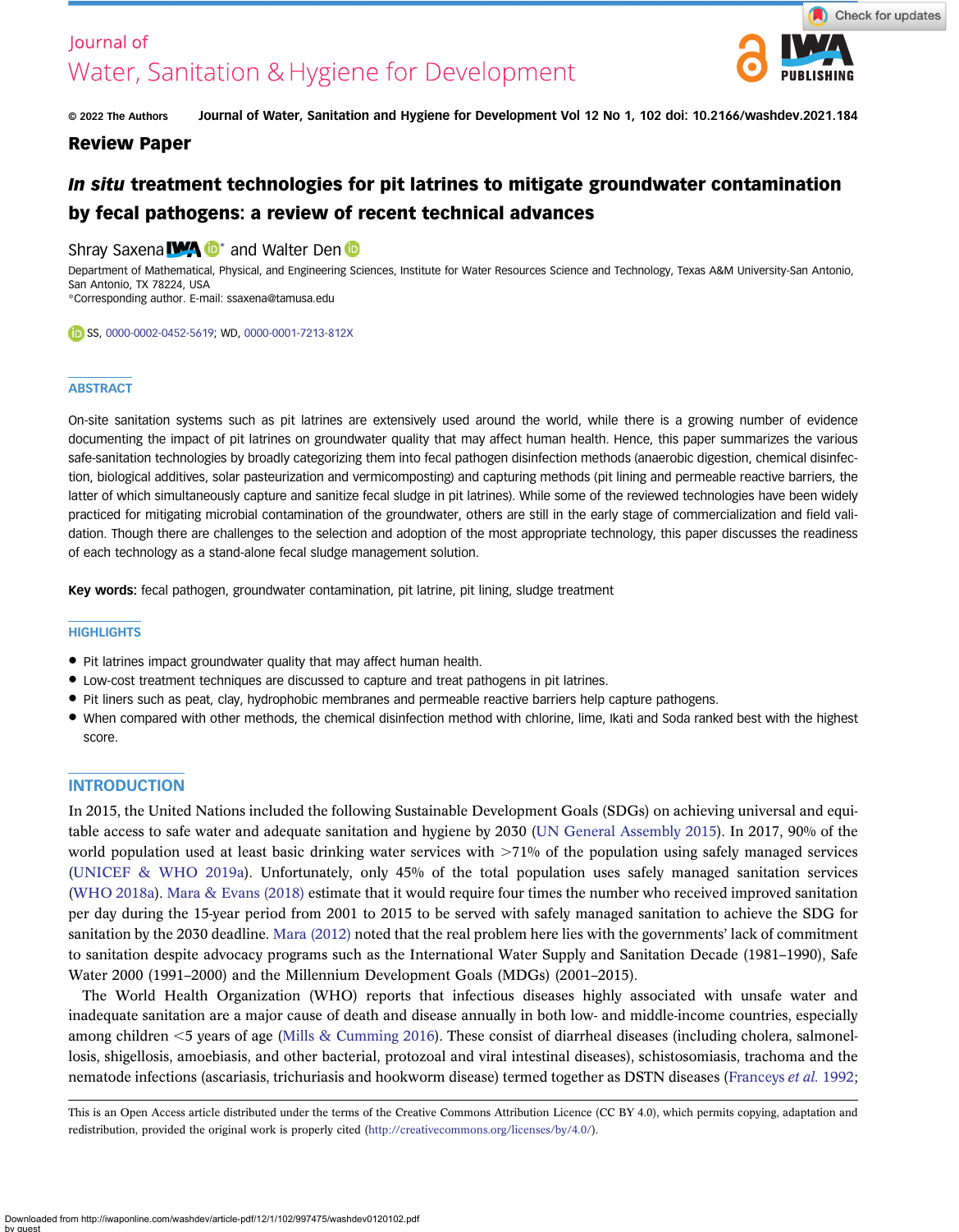Journal of Water, Sanitation & Hygiene for Development

© 2022 The Authors

Journal of Water, Sanitation and Hygiene for Development Vol 12 No 1, 102 doi: 10.2166/washdev.2021.184

**Review Paper**

# *In situ* treatment technologies for pit latrines to mitigate groundwater contamination by fecal pathogens: a review of recent technical advances

Shray Saxena* and Walter Den

Department of Mathematical, Physical, and Engineering Sciences, Institute for Water Resources Science and Technology, Texas A&M University-San Antonio, San Antonio, TX 78224, USA

*Corresponding author. E-mail: ssaxena@tamusa.edu

SS, 0000-0002-0452-5619; WD, 0000-0001-7213-812X

## ABSTRACT

On-site sanitation systems such as pit latrines are extensively used around the world, while there is a growing number of evidence documenting the impact of pit latrines on groundwater quality that may affect human health. Hence, this paper summarizes the various safe-sanitation technologies by broadly categorizing them into fecal pathogen disinfection methods (anaerobic digestion, chemical disinfection, biological additives, solar pasteurization and vermicomposting) and capturing methods (pit lining and permeable reactive barriers, the latter of which simultaneously capture and sanitize fecal sludge in pit latrines). While some of the reviewed technologies have been widely practiced for mitigating microbial contamination of the groundwater, others are still in the early stage of commercialization and field validation. Though there are challenges to the selection and adoption of the most appropriate technology, this paper discusses the readiness of each technology as a stand-alone fecal sludge management solution.

**Key words:** fecal pathogen, groundwater contamination, pit latrine, pit lining, sludge treatment

## HIGHLIGHTS

- Pit latrines impact groundwater quality that may affect human health.
- Low-cost treatment techniques are discussed to capture and treat pathogens in pit latrines.
- Pit liners such as peat, clay, hydrophobic membranes and permeable reactive barriers help capture pathogens.
- When compared with other methods, the chemical disinfection method with chlorine, lime, Ikati and Soda ranked best with the highest score.

## INTRODUCTION

In 2015, the United Nations included the following Sustainable Development Goals (SDGs) on achieving universal and equitable access to safe water and adequate sanitation and hygiene by 2030 (UN General Assembly 2015). In 2017, 90% of the world population used at least basic drinking water services with >71% of the population using safely managed services (UNICEF & WHO 2019a). Unfortunately, only 45% of the total population uses safely managed sanitation services (WHO 2018a). Mara & Evans (2018) estimate that it would require four times the number who received improved sanitation per day during the 15-year period from 2001 to 2015 to be served with safely managed sanitation to achieve the SDG for sanitation by the 2030 deadline. Mara (2012) noted that the real problem here lies with the governments' lack of commitment to sanitation despite advocacy programs such as the International Water Supply and Sanitation Decade (1981–1990), Safe Water 2000 (1991–2000) and the Millennium Development Goals (MDGs) (2001–2015).

The World Health Organization (WHO) reports that infectious diseases highly associated with unsafe water and inadequate sanitation are a major cause of death and disease annually in both low- and middle-income countries, especially among children <5 years of age (Mills & Cumming 2016). These consist of diarrheal diseases (including cholera, salmonellosis, shigellosis, amoebiasis, and other bacterial, protozoal and viral intestinal diseases), schistosomiasis, trachoma and the nematode infections (ascariasis, trichuriasis and hookworm disease) termed together as DSTN diseases (Franceys *et al.* 1992;

This is an Open Access article distributed under the terms of the Creative Commons Attribution Licence (CC BY 4.0), which permits copying, adaptation and redistribution, provided the original work is properly cited (http://creativecommons.org/licenses/by/4.0/).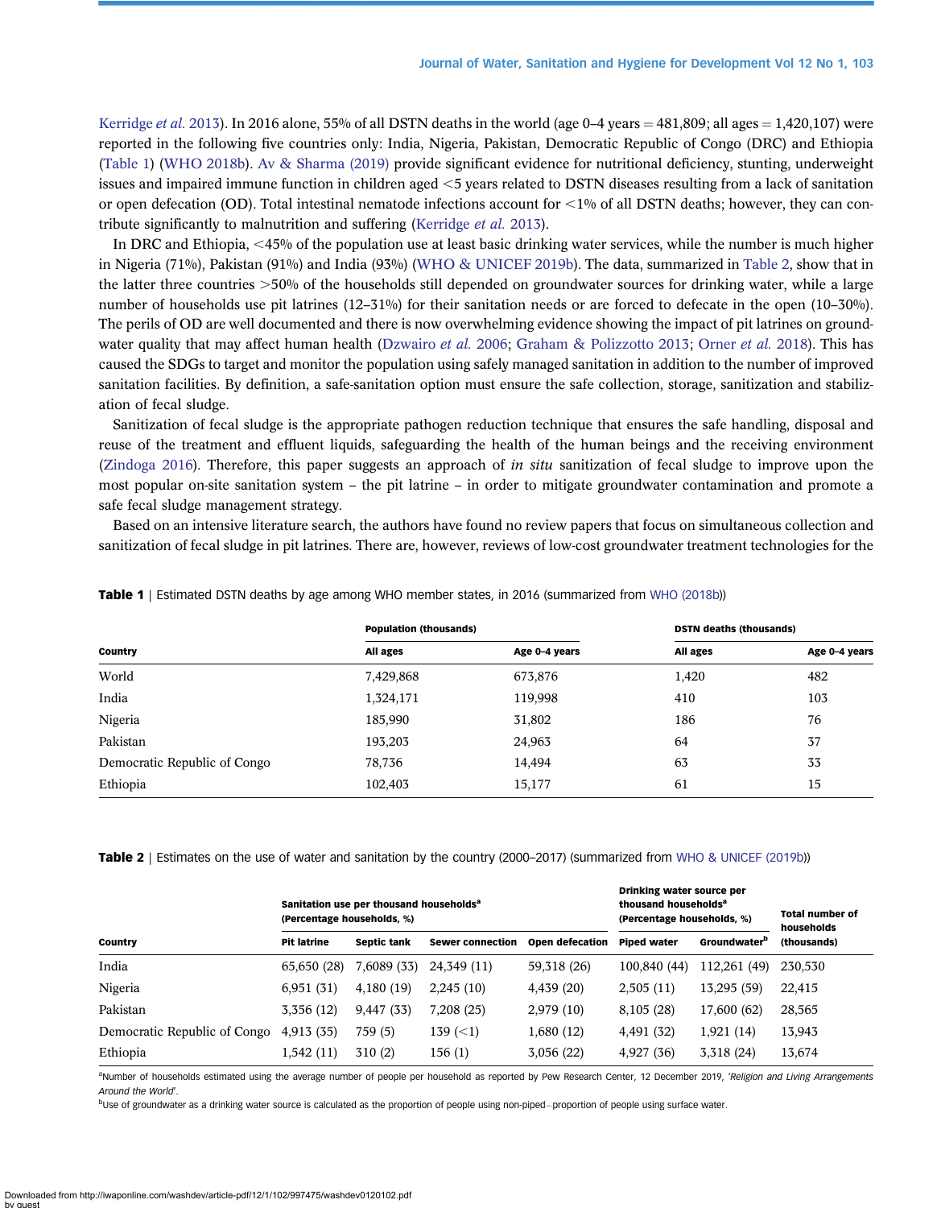Kerridge *et al.* 2013). In 2016 alone, 55% of all DSTN deaths in the world (age 0–4 years = 481,809; all ages = 1,420,107) were reported in the following five countries only: India, Nigeria, Pakistan, Democratic Republic of Congo (DRC) and Ethiopia (Table 1) (WHO 2018b). Av & Sharma (2019) provide significant evidence for nutritional deficiency, stunting, underweight issues and impaired immune function in children aged <5 years related to DSTN diseases resulting from a lack of sanitation or open defecation (OD). Total intestinal nematode infections account for <1% of all DSTN deaths; however, they can contribute significantly to malnutrition and suffering (Kerridge *et al.* 2013).

In DRC and Ethiopia, <45% of the population use at least basic drinking water services, while the number is much higher in Nigeria (71%), Pakistan (91%) and India (93%) (WHO & UNICEF 2019b). The data, summarized in Table 2, show that in the latter three countries >50% of the households still depended on groundwater sources for drinking water, while a large number of households use pit latrines (12–31%) for their sanitation needs or are forced to defecate in the open (10–30%). The perils of OD are well documented and there is now overwhelming evidence showing the impact of pit latrines on groundwater quality that may affect human health (Dzwairo *et al.* 2006; Graham & Polizzotto 2013; Orner *et al.* 2018). This has caused the SDGs to target and monitor the population using safely managed sanitation in addition to the number of improved sanitation facilities. By definition, a safe-sanitation option must ensure the safe collection, storage, sanitization and stabilization of fecal sludge.

Sanitization of fecal sludge is the appropriate pathogen reduction technique that ensures the safe handling, disposal and reuse of the treatment and effluent liquids, safeguarding the health of the human beings and the receiving environment (Zindoga 2016). Therefore, this paper suggests an approach of *in situ* sanitization of fecal sludge to improve upon the most popular on-site sanitation system – the pit latrine – in order to mitigate groundwater contamination and promote a safe fecal sludge management strategy.

Based on an intensive literature search, the authors have found no review papers that focus on simultaneous collection and sanitization of fecal sludge in pit latrines. There are, however, reviews of low-cost groundwater treatment technologies for the

**Table 1** | Estimated DSTN deaths by age among WHO member states, in 2016 (summarized from WHO (2018b))

| | Population (thousands) | | DSTN deaths (thousands) | |
|---|---|---|---|---|
| Country | All ages | Age 0–4 years | All ages | Age 0–4 years |
| World | 7,429,868 | 673,876 | 1,420 | 482 |
| India | 1,324,171 | 119,998 | 410 | 103 |
| Nigeria | 185,990 | 31,802 | 186 | 76 |
| Pakistan | 193,203 | 24,963 | 64 | 37 |
| Democratic Republic of Congo | 78,736 | 14,494 | 63 | 33 |
| Ethiopia | 102,403 | 15,177 | 61 | 15 |

**Table 2** | Estimates on the use of water and sanitation by the country (2000–2017) (summarized from WHO & UNICEF (2019b))

| | Sanitation use per thousand households[a] (Percentage households, %) | | | | Drinking water source per thousand households[a] (Percentage households, %) | | Total number of households |
|---|---|---|---|---|---|---|---|
| Country | Pit latrine | Septic tank | Sewer connection | Open defecation | Piped water | Groundwater[b] | (thousands) |
| India | 65,650 (28) | 7,6089 (33) | 24,349 (11) | 59,318 (26) | 100,840 (44) | 112,261 (49) | 230,530 |
| Nigeria | 6,951 (31) | 4,180 (19) | 2,245 (10) | 4,439 (20) | 2,505 (11) | 13,295 (59) | 22,415 |
| Pakistan | 3,356 (12) | 9,447 (33) | 7,208 (25) | 2,979 (10) | 8,105 (28) | 17,600 (62) | 28,565 |
| Democratic Republic of Congo | 4,913 (35) | 759 (5) | 139 (<1) | 1,680 (12) | 4,491 (32) | 1,921 (14) | 13,943 |
| Ethiopia | 1,542 (11) | 310 (2) | 156 (1) | 3,056 (22) | 4,927 (36) | 3,318 (24) | 13,674 |

[a]Number of households estimated using the average number of people per household as reported by Pew Research Center, 12 December 2019, '*Religion and Living Arrangements Around the World*'.

[b]Use of groundwater as a drinking water source is calculated as the proportion of people using non-piped−proportion of people using surface water.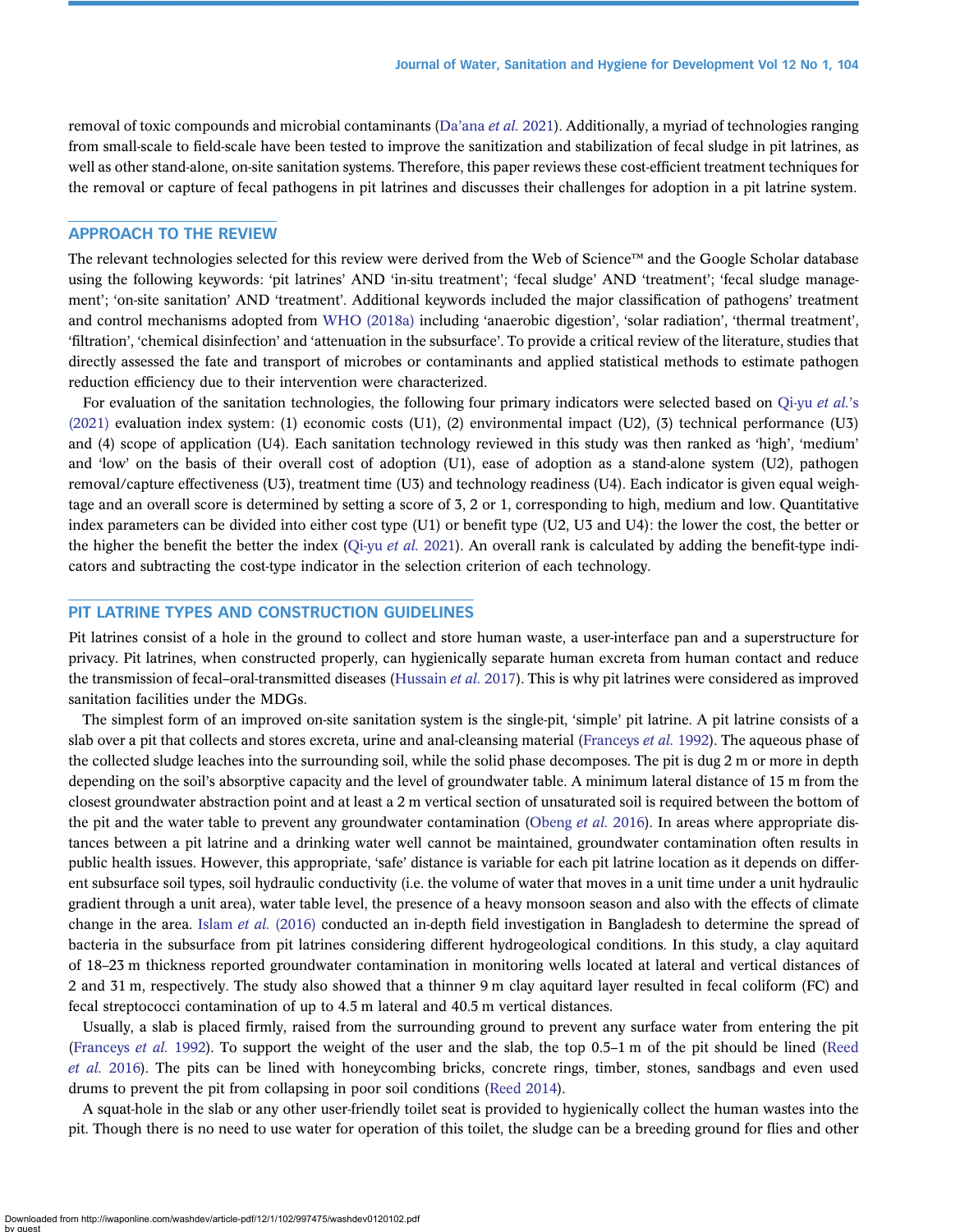removal of toxic compounds and microbial contaminants (Da'ana *et al.* 2021). Additionally, a myriad of technologies ranging from small-scale to field-scale have been tested to improve the sanitization and stabilization of fecal sludge in pit latrines, as well as other stand-alone, on-site sanitation systems. Therefore, this paper reviews these cost-efficient treatment techniques for the removal or capture of fecal pathogens in pit latrines and discusses their challenges for adoption in a pit latrine system.

## APPROACH TO THE REVIEW

The relevant technologies selected for this review were derived from the Web of Science™ and the Google Scholar database using the following keywords: 'pit latrines' AND 'in-situ treatment'; 'fecal sludge' AND 'treatment'; 'fecal sludge management'; 'on-site sanitation' AND 'treatment'. Additional keywords included the major classification of pathogens' treatment and control mechanisms adopted from WHO (2018a) including 'anaerobic digestion', 'solar radiation', 'thermal treatment', 'filtration', 'chemical disinfection' and 'attenuation in the subsurface'. To provide a critical review of the literature, studies that directly assessed the fate and transport of microbes or contaminants and applied statistical methods to estimate pathogen reduction efficiency due to their intervention were characterized.

For evaluation of the sanitation technologies, the following four primary indicators were selected based on Qi-yu *et al.*'s (2021) evaluation index system: (1) economic costs (U1), (2) environmental impact (U2), (3) technical performance (U3) and (4) scope of application (U4). Each sanitation technology reviewed in this study was then ranked as 'high', 'medium' and 'low' on the basis of their overall cost of adoption (U1), ease of adoption as a stand-alone system (U2), pathogen removal/capture effectiveness (U3), treatment time (U3) and technology readiness (U4). Each indicator is given equal weightage and an overall score is determined by setting a score of 3, 2 or 1, corresponding to high, medium and low. Quantitative index parameters can be divided into either cost type (U1) or benefit type (U2, U3 and U4): the lower the cost, the better or the higher the benefit the better the index (Qi-yu *et al.* 2021). An overall rank is calculated by adding the benefit-type indicators and subtracting the cost-type indicator in the selection criterion of each technology.

## PIT LATRINE TYPES AND CONSTRUCTION GUIDELINES

Pit latrines consist of a hole in the ground to collect and store human waste, a user-interface pan and a superstructure for privacy. Pit latrines, when constructed properly, can hygienically separate human excreta from human contact and reduce the transmission of fecal–oral-transmitted diseases (Hussain *et al.* 2017). This is why pit latrines were considered as improved sanitation facilities under the MDGs.

The simplest form of an improved on-site sanitation system is the single-pit, 'simple' pit latrine. A pit latrine consists of a slab over a pit that collects and stores excreta, urine and anal-cleansing material (Franceys *et al.* 1992). The aqueous phase of the collected sludge leaches into the surrounding soil, while the solid phase decomposes. The pit is dug 2 m or more in depth depending on the soil's absorptive capacity and the level of groundwater table. A minimum lateral distance of 15 m from the closest groundwater abstraction point and at least a 2 m vertical section of unsaturated soil is required between the bottom of the pit and the water table to prevent any groundwater contamination (Obeng *et al.* 2016). In areas where appropriate distances between a pit latrine and a drinking water well cannot be maintained, groundwater contamination often results in public health issues. However, this appropriate, 'safe' distance is variable for each pit latrine location as it depends on different subsurface soil types, soil hydraulic conductivity (i.e. the volume of water that moves in a unit time under a unit hydraulic gradient through a unit area), water table level, the presence of a heavy monsoon season and also with the effects of climate change in the area. Islam *et al.* (2016) conducted an in-depth field investigation in Bangladesh to determine the spread of bacteria in the subsurface from pit latrines considering different hydrogeological conditions. In this study, a clay aquitard of 18–23 m thickness reported groundwater contamination in monitoring wells located at lateral and vertical distances of 2 and 31 m, respectively. The study also showed that a thinner 9 m clay aquitard layer resulted in fecal coliform (FC) and fecal streptococci contamination of up to 4.5 m lateral and 40.5 m vertical distances.

Usually, a slab is placed firmly, raised from the surrounding ground to prevent any surface water from entering the pit (Franceys *et al.* 1992). To support the weight of the user and the slab, the top 0.5–1 m of the pit should be lined (Reed *et al.* 2016). The pits can be lined with honeycombing bricks, concrete rings, timber, stones, sandbags and even used drums to prevent the pit from collapsing in poor soil conditions (Reed 2014).

A squat-hole in the slab or any other user-friendly toilet seat is provided to hygienically collect the human wastes into the pit. Though there is no need to use water for operation of this toilet, the sludge can be a breeding ground for flies and other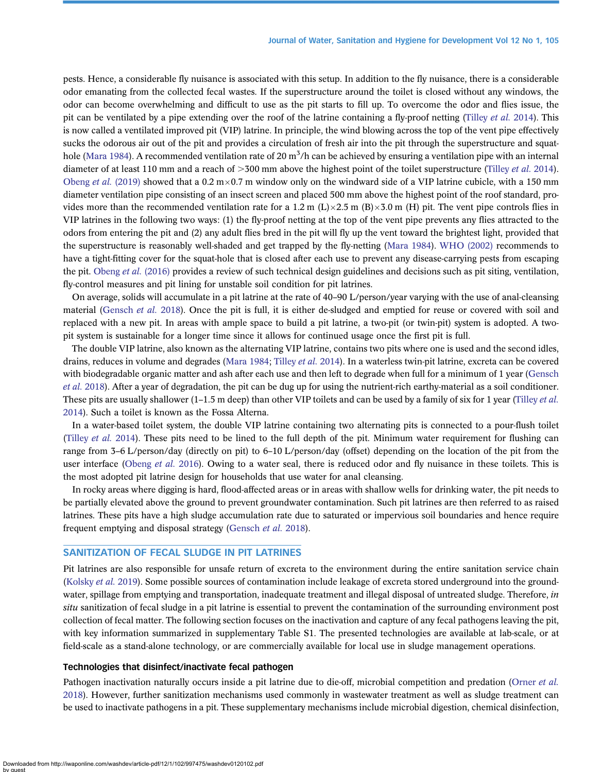pests. Hence, a considerable fly nuisance is associated with this setup. In addition to the fly nuisance, there is a considerable odor emanating from the collected fecal wastes. If the superstructure around the toilet is closed without any windows, the odor can become overwhelming and difficult to use as the pit starts to fill up. To overcome the odor and flies issue, the pit can be ventilated by a pipe extending over the roof of the latrine containing a fly-proof netting (Tilley *et al.* 2014). This is now called a ventilated improved pit (VIP) latrine. In principle, the wind blowing across the top of the vent pipe effectively sucks the odorous air out of the pit and provides a circulation of fresh air into the pit through the superstructure and squat-hole (Mara 1984). A recommended ventilation rate of 20 $m^3$/h can be achieved by ensuring a ventilation pipe with an internal diameter of at least 110 mm and a reach of >300 mm above the highest point of the toilet superstructure (Tilley *et al.* 2014). Obeng *et al.* (2019) showed that a 0.2 m×0.7 m window only on the windward side of a VIP latrine cubicle, with a 150 mm diameter ventilation pipe consisting of an insect screen and placed 500 mm above the highest point of the roof standard, provides more than the recommended ventilation rate for a 1.2 m (L)×2.5 m (B)×3.0 m (H) pit. The vent pipe controls flies in VIP latrines in the following two ways: (1) the fly-proof netting at the top of the vent pipe prevents any flies attracted to the odors from entering the pit and (2) any adult flies bred in the pit will fly up the vent toward the brightest light, provided that the superstructure is reasonably well-shaded and get trapped by the fly-netting (Mara 1984). WHO (2002) recommends to have a tight-fitting cover for the squat-hole that is closed after each use to prevent any disease-carrying pests from escaping the pit. Obeng *et al.* (2016) provides a review of such technical design guidelines and decisions such as pit siting, ventilation, fly-control measures and pit lining for unstable soil condition for pit latrines.

On average, solids will accumulate in a pit latrine at the rate of 40–90 L/person/year varying with the use of anal-cleansing material (Gensch *et al.* 2018). Once the pit is full, it is either de-sludged and emptied for reuse or covered with soil and replaced with a new pit. In areas with ample space to build a pit latrine, a two-pit (or twin-pit) system is adopted. A two-pit system is sustainable for a longer time since it allows for continued usage once the first pit is full.

The double VIP latrine, also known as the alternating VIP latrine, contains two pits where one is used and the second idles, drains, reduces in volume and degrades (Mara 1984; Tilley *et al.* 2014). In a waterless twin-pit latrine, excreta can be covered with biodegradable organic matter and ash after each use and then left to degrade when full for a minimum of 1 year (Gensch *et al.* 2018). After a year of degradation, the pit can be dug up for using the nutrient-rich earthy-material as a soil conditioner. These pits are usually shallower (1–1.5 m deep) than other VIP toilets and can be used by a family of six for 1 year (Tilley *et al.* 2014). Such a toilet is known as the Fossa Alterna.

In a water-based toilet system, the double VIP latrine containing two alternating pits is connected to a pour-flush toilet (Tilley *et al.* 2014). These pits need to be lined to the full depth of the pit. Minimum water requirement for flushing can range from 3–6 L/person/day (directly on pit) to 6–10 L/person/day (offset) depending on the location of the pit from the user interface (Obeng *et al.* 2016). Owing to a water seal, there is reduced odor and fly nuisance in these toilets. This is the most adopted pit latrine design for households that use water for anal cleansing.

In rocky areas where digging is hard, flood-affected areas or in areas with shallow wells for drinking water, the pit needs to be partially elevated above the ground to prevent groundwater contamination. Such pit latrines are then referred to as raised latrines. These pits have a high sludge accumulation rate due to saturated or impervious soil boundaries and hence require frequent emptying and disposal strategy (Gensch *et al.* 2018).

## SANITIZATION OF FECAL SLUDGE IN PIT LATRINES

Pit latrines are also responsible for unsafe return of excreta to the environment during the entire sanitation service chain (Kolsky *et al.* 2019). Some possible sources of contamination include leakage of excreta stored underground into the groundwater, spillage from emptying and transportation, inadequate treatment and illegal disposal of untreated sludge. Therefore, *in situ* sanitization of fecal sludge in a pit latrine is essential to prevent the contamination of the surrounding environment post collection of fecal matter. The following section focuses on the inactivation and capture of any fecal pathogens leaving the pit, with key information summarized in supplementary Table S1. The presented technologies are available at lab-scale, or at field-scale as a stand-alone technology, or are commercially available for local use in sludge management operations.

### Technologies that disinfect/inactivate fecal pathogen

Pathogen inactivation naturally occurs inside a pit latrine due to die-off, microbial competition and predation (Orner *et al.* 2018). However, further sanitization mechanisms used commonly in wastewater treatment as well as sludge treatment can be used to inactivate pathogens in a pit. These supplementary mechanisms include microbial digestion, chemical disinfection,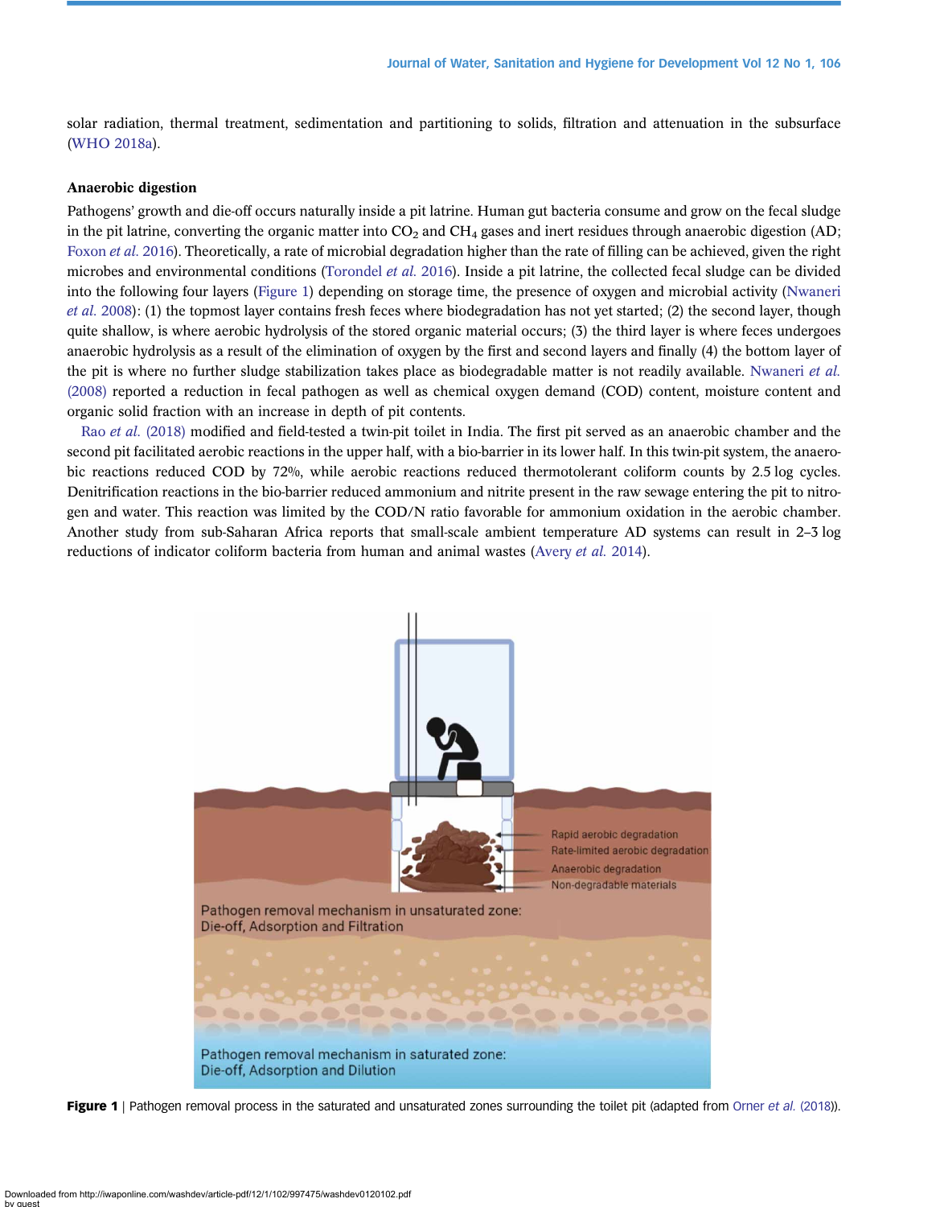solar radiation, thermal treatment, sedimentation and partitioning to solids, filtration and attenuation in the subsurface (WHO 2018a).

### Anaerobic digestion

Pathogens' growth and die-off occurs naturally inside a pit latrine. Human gut bacteria consume and grow on the fecal sludge in the pit latrine, converting the organic matter into $CO_2$ and $CH_4$ gases and inert residues through anaerobic digestion (AD; Foxon *et al.* 2016). Theoretically, a rate of microbial degradation higher than the rate of filling can be achieved, given the right microbes and environmental conditions (Torondel *et al.* 2016). Inside a pit latrine, the collected fecal sludge can be divided into the following four layers (Figure 1) depending on storage time, the presence of oxygen and microbial activity (Nwaneri *et al.* 2008): (1) the topmost layer contains fresh feces where biodegradation has not yet started; (2) the second layer, though quite shallow, is where aerobic hydrolysis of the stored organic material occurs; (3) the third layer is where feces undergoes anaerobic hydrolysis as a result of the elimination of oxygen by the first and second layers and finally (4) the bottom layer of the pit is where no further sludge stabilization takes place as biodegradable matter is not readily available. Nwaneri *et al.* (2008) reported a reduction in fecal pathogen as well as chemical oxygen demand (COD) content, moisture content and organic solid fraction with an increase in depth of pit contents.

Rao *et al.* (2018) modified and field-tested a twin-pit toilet in India. The first pit served as an anaerobic chamber and the second pit facilitated aerobic reactions in the upper half, with a bio-barrier in its lower half. In this twin-pit system, the anaerobic reactions reduced COD by 72%, while aerobic reactions reduced thermotolerant coliform counts by 2.5 log cycles. Denitrification reactions in the bio-barrier reduced ammonium and nitrite present in the raw sewage entering the pit to nitrogen and water. This reaction was limited by the COD/N ratio favorable for ammonium oxidation in the aerobic chamber. Another study from sub-Saharan Africa reports that small-scale ambient temperature AD systems can result in 2–3 log reductions of indicator coliform bacteria from human and animal wastes (Avery *et al.* 2014).

**Figure 1** | Pathogen removal process in the saturated and unsaturated zones surrounding the toilet pit (adapted from Orner *et al.* (2018)).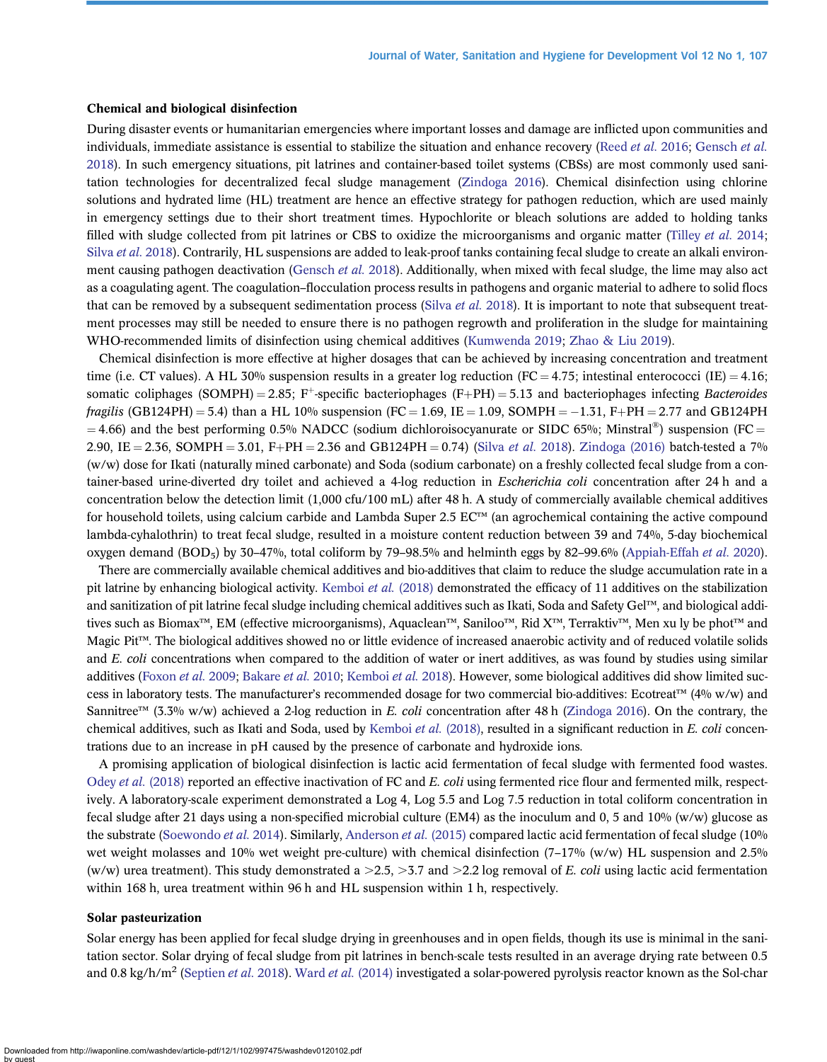### Chemical and biological disinfection

During disaster events or humanitarian emergencies where important losses and damage are inflicted upon communities and individuals, immediate assistance is essential to stabilize the situation and enhance recovery (Reed *et al.* 2016; Gensch *et al.* 2018). In such emergency situations, pit latrines and container-based toilet systems (CBSs) are most commonly used sanitation technologies for decentralized fecal sludge management (Zindoga 2016). Chemical disinfection using chlorine solutions and hydrated lime (HL) treatment are hence an effective strategy for pathogen reduction, which are used mainly in emergency settings due to their short treatment times. Hypochlorite or bleach solutions are added to holding tanks filled with sludge collected from pit latrines or CBS to oxidize the microorganisms and organic matter (Tilley *et al.* 2014; Silva *et al.* 2018). Contrarily, HL suspensions are added to leak-proof tanks containing fecal sludge to create an alkali environment causing pathogen deactivation (Gensch *et al.* 2018). Additionally, when mixed with fecal sludge, the lime may also act as a coagulating agent. The coagulation–flocculation process results in pathogens and organic material to adhere to solid flocs that can be removed by a subsequent sedimentation process (Silva *et al.* 2018). It is important to note that subsequent treatment processes may still be needed to ensure there is no pathogen regrowth and proliferation in the sludge for maintaining WHO-recommended limits of disinfection using chemical additives (Kumwenda 2019; Zhao & Liu 2019).

Chemical disinfection is more effective at higher dosages that can be achieved by increasing concentration and treatment time (i.e. CT values). A HL 30% suspension results in a greater log reduction (FC = 4.75; intestinal enterococci (IE) = 4.16; somatic coliphages (SOMPH) = 2.85; $F^+$-specific bacteriophages (F+PH) = 5.13 and bacteriophages infecting *Bacteroides fragilis* (GB124PH) = 5.4) than a HL 10% suspension (FC = 1.69, IE = 1.09, SOMPH = −1.31, F+PH = 2.77 and GB124PH = 4.66) and the best performing 0.5% NADCC (sodium dichloroisocyanurate or SIDC 65%; Minstral®) suspension (FC = 2.90, IE = 2.36, SOMPH = 3.01, F+PH = 2.36 and GB124PH = 0.74) (Silva *et al.* 2018). Zindoga (2016) batch-tested a 7% (w/w) dose for Ikati (naturally mined carbonate) and Soda (sodium carbonate) on a freshly collected fecal sludge from a container-based urine-diverted dry toilet and achieved a 4-log reduction in *Escherichia coli* concentration after 24 h and a concentration below the detection limit (1,000 cfu/100 mL) after 48 h. A study of commercially available chemical additives for household toilets, using calcium carbide and Lambda Super 2.5 EC™ (an agrochemical containing the active compound lambda-cyhalothrin) to treat fecal sludge, resulted in a moisture content reduction between 39 and 74%, 5-day biochemical oxygen demand ($BOD_5$) by 30–47%, total coliform by 79–98.5% and helminth eggs by 82–99.6% (Appiah-Effah *et al.* 2020).

There are commercially available chemical additives and bio-additives that claim to reduce the sludge accumulation rate in a pit latrine by enhancing biological activity. Kemboi *et al.* (2018) demonstrated the efficacy of 11 additives on the stabilization and sanitization of pit latrine fecal sludge including chemical additives such as Ikati, Soda and Safety Gel™, and biological additives such as Biomax™, EM (effective microorganisms), Aquaclean™, Saniloo™, Rid X™, Terraktiv™, Men xu ly be phot™ and Magic Pit™. The biological additives showed no or little evidence of increased anaerobic activity and of reduced volatile solids and *E. coli* concentrations when compared to the addition of water or inert additives, as was found by studies using similar additives (Foxon *et al.* 2009; Bakare *et al.* 2010; Kemboi *et al.* 2018). However, some biological additives did show limited success in laboratory tests. The manufacturer's recommended dosage for two commercial bio-additives: Ecotreat™ (4% w/w) and Sannitree™ (3.3% w/w) achieved a 2-log reduction in *E. coli* concentration after 48 h (Zindoga 2016). On the contrary, the chemical additives, such as Ikati and Soda, used by Kemboi *et al.* (2018), resulted in a significant reduction in *E. coli* concentrations due to an increase in pH caused by the presence of carbonate and hydroxide ions.

A promising application of biological disinfection is lactic acid fermentation of fecal sludge with fermented food wastes. Odey *et al.* (2018) reported an effective inactivation of FC and *E. coli* using fermented rice flour and fermented milk, respectively. A laboratory-scale experiment demonstrated a Log 4, Log 5.5 and Log 7.5 reduction in total coliform concentration in fecal sludge after 21 days using a non-specified microbial culture (EM4) as the inoculum and 0, 5 and 10% (w/w) glucose as the substrate (Soewondo *et al.* 2014). Similarly, Anderson *et al.* (2015) compared lactic acid fermentation of fecal sludge (10% wet weight molasses and 10% wet weight pre-culture) with chemical disinfection (7–17% (w/w) HL suspension and 2.5% (w/w) urea treatment). This study demonstrated a >2.5, >3.7 and >2.2 log removal of *E. coli* using lactic acid fermentation within 168 h, urea treatment within 96 h and HL suspension within 1 h, respectively.

### Solar pasteurization

Solar energy has been applied for fecal sludge drying in greenhouses and in open fields, though its use is minimal in the sanitation sector. Solar drying of fecal sludge from pit latrines in bench-scale tests resulted in an average drying rate between 0.5 and 0.8 kg/h/$m^2$ (Septien *et al.* 2018). Ward *et al.* (2014) investigated a solar-powered pyrolysis reactor known as the Sol-char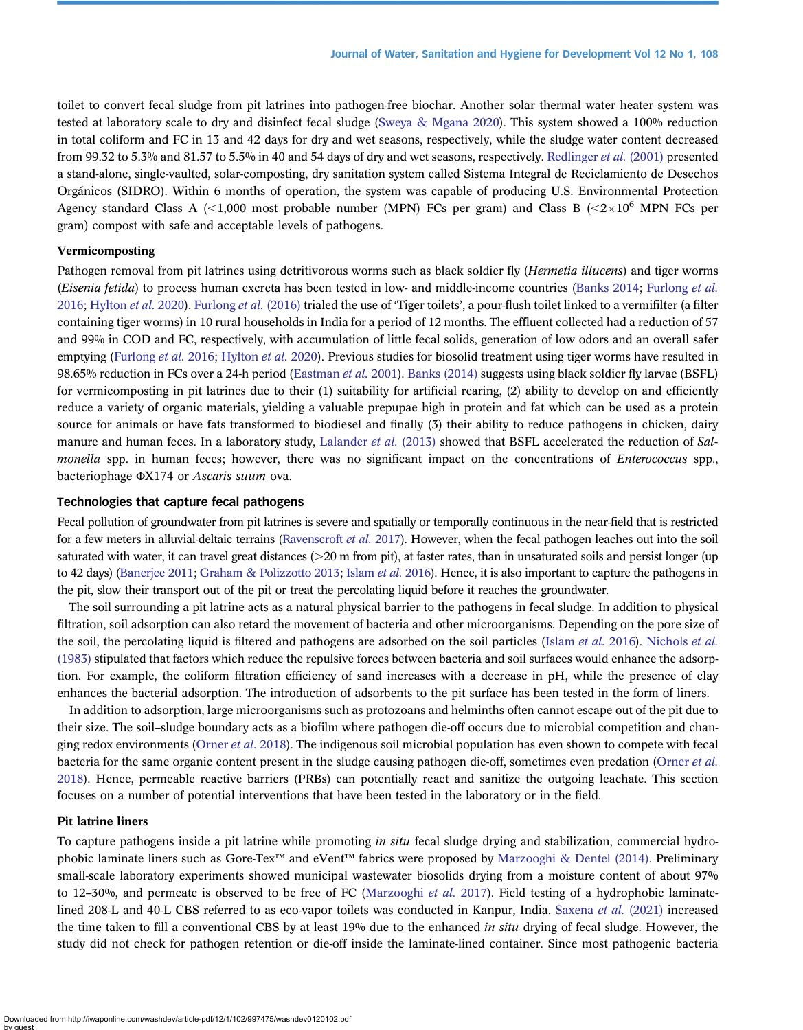toilet to convert fecal sludge from pit latrines into pathogen-free biochar. Another solar thermal water heater system was tested at laboratory scale to dry and disinfect fecal sludge (Sweya & Mgana 2020). This system showed a 100% reduction in total coliform and FC in 13 and 42 days for dry and wet seasons, respectively, while the sludge water content decreased from 99.32 to 5.3% and 81.57 to 5.5% in 40 and 54 days of dry and wet seasons, respectively. Redlinger *et al.* (2001) presented a stand-alone, single-vaulted, solar-composting, dry sanitation system called Sistema Integral de Reciclamiento de Desechos Orgánicos (SIDRO). Within 6 months of operation, the system was capable of producing U.S. Environmental Protection Agency standard Class A (<1,000 most probable number (MPN) FCs per gram) and Class B ($<2\times10^6$ MPN FCs per gram) compost with safe and acceptable levels of pathogens.

### Vermicomposting

Pathogen removal from pit latrines using detritivorous worms such as black soldier fly (*Hermetia illucens*) and tiger worms (*Eisenia fetida*) to process human excreta has been tested in low- and middle-income countries (Banks 2014; Furlong *et al.* 2016; Hylton *et al.* 2020). Furlong *et al.* (2016) trialed the use of 'Tiger toilets', a pour-flush toilet linked to a vermifilter (a filter containing tiger worms) in 10 rural households in India for a period of 12 months. The effluent collected had a reduction of 57 and 99% in COD and FC, respectively, with accumulation of little fecal solids, generation of low odors and an overall safer emptying (Furlong *et al.* 2016; Hylton *et al.* 2020). Previous studies for biosolid treatment using tiger worms have resulted in 98.65% reduction in FCs over a 24-h period (Eastman *et al.* 2001). Banks (2014) suggests using black soldier fly larvae (BSFL) for vermicomposting in pit latrines due to their (1) suitability for artificial rearing, (2) ability to develop on and efficiently reduce a variety of organic materials, yielding a valuable prepupae high in protein and fat which can be used as a protein source for animals or have fats transformed to biodiesel and finally (3) their ability to reduce pathogens in chicken, dairy manure and human feces. In a laboratory study, Lalander *et al.* (2013) showed that BSFL accelerated the reduction of *Salmonella* spp. in human feces; however, there was no significant impact on the concentrations of *Enterococcus* spp., bacteriophage ΦX174 or *Ascaris suum* ova.

## Technologies that capture fecal pathogens

Fecal pollution of groundwater from pit latrines is severe and spatially or temporally continuous in the near-field that is restricted for a few meters in alluvial-deltaic terrains (Ravenscroft *et al.* 2017). However, when the fecal pathogen leaches out into the soil saturated with water, it can travel great distances (>20 m from pit), at faster rates, than in unsaturated soils and persist longer (up to 42 days) (Banerjee 2011; Graham & Polizzotto 2013; Islam *et al.* 2016). Hence, it is also important to capture the pathogens in the pit, slow their transport out of the pit or treat the percolating liquid before it reaches the groundwater.

The soil surrounding a pit latrine acts as a natural physical barrier to the pathogens in fecal sludge. In addition to physical filtration, soil adsorption can also retard the movement of bacteria and other microorganisms. Depending on the pore size of the soil, the percolating liquid is filtered and pathogens are adsorbed on the soil particles (Islam *et al.* 2016). Nichols *et al.* (1983) stipulated that factors which reduce the repulsive forces between bacteria and soil surfaces would enhance the adsorption. For example, the coliform filtration efficiency of sand increases with a decrease in pH, while the presence of clay enhances the bacterial adsorption. The introduction of adsorbents to the pit surface has been tested in the form of liners.

In addition to adsorption, large microorganisms such as protozoans and helminths often cannot escape out of the pit due to their size. The soil–sludge boundary acts as a biofilm where pathogen die-off occurs due to microbial competition and changing redox environments (Orner *et al.* 2018). The indigenous soil microbial population has even shown to compete with fecal bacteria for the same organic content present in the sludge causing pathogen die-off, sometimes even predation (Orner *et al.* 2018). Hence, permeable reactive barriers (PRBs) can potentially react and sanitize the outgoing leachate. This section focuses on a number of potential interventions that have been tested in the laboratory or in the field.

### Pit latrine liners

To capture pathogens inside a pit latrine while promoting *in situ* fecal sludge drying and stabilization, commercial hydrophobic laminate liners such as Gore-Tex™ and eVent™ fabrics were proposed by Marzooghi & Dentel (2014). Preliminary small-scale laboratory experiments showed municipal wastewater biosolids drying from a moisture content of about 97% to 12–30%, and permeate is observed to be free of FC (Marzooghi *et al.* 2017). Field testing of a hydrophobic laminate-lined 208-L and 40-L CBS referred to as eco-vapor toilets was conducted in Kanpur, India. Saxena *et al.* (2021) increased the time taken to fill a conventional CBS by at least 19% due to the enhanced *in situ* drying of fecal sludge. However, the study did not check for pathogen retention or die-off inside the laminate-lined container. Since most pathogenic bacteria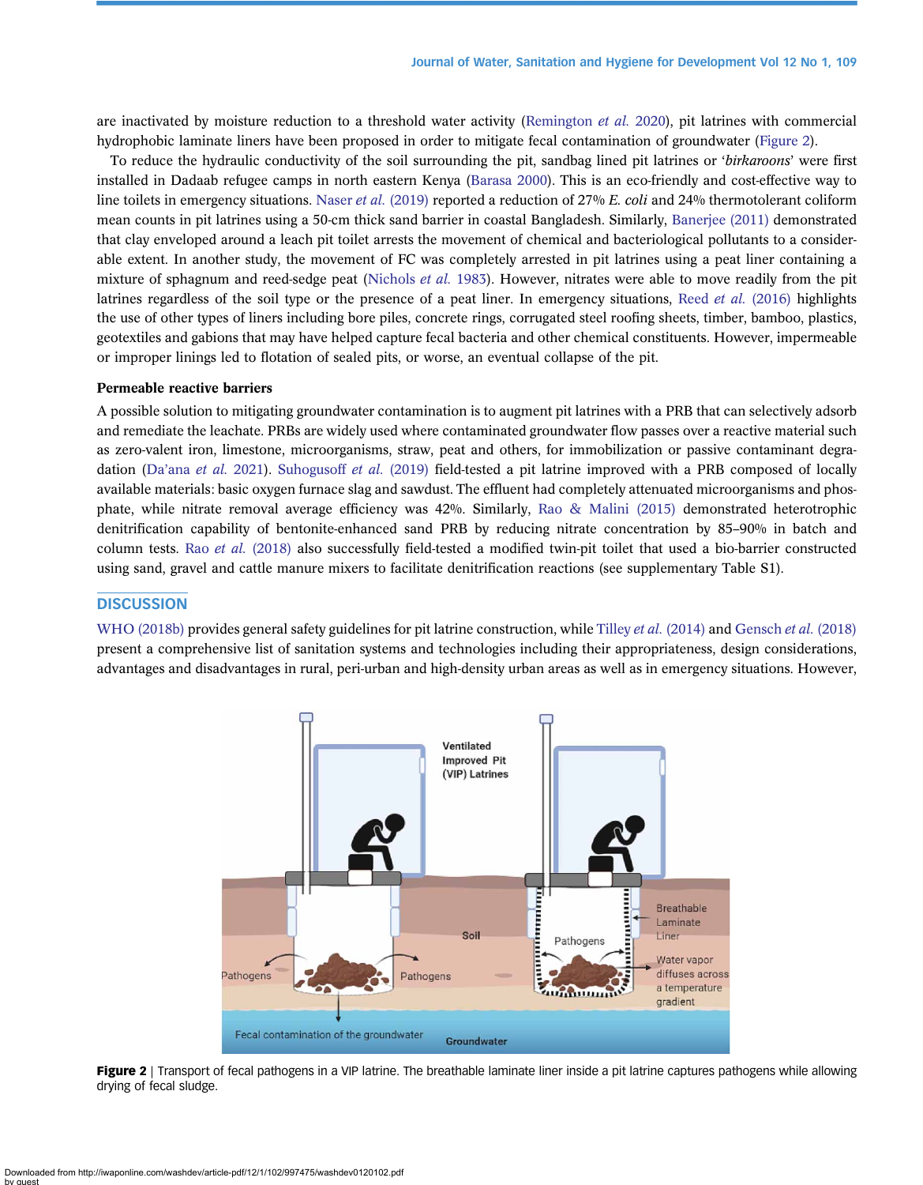are inactivated by moisture reduction to a threshold water activity (Remington *et al.* 2020), pit latrines with commercial hydrophobic laminate liners have been proposed in order to mitigate fecal contamination of groundwater (Figure 2).

To reduce the hydraulic conductivity of the soil surrounding the pit, sandbag lined pit latrines or '*birkaroons*' were first installed in Dadaab refugee camps in north eastern Kenya (Barasa 2000). This is an eco-friendly and cost-effective way to line toilets in emergency situations. Naser *et al.* (2019) reported a reduction of 27% *E. coli* and 24% thermotolerant coliform mean counts in pit latrines using a 50-cm thick sand barrier in coastal Bangladesh. Similarly, Banerjee (2011) demonstrated that clay enveloped around a leach pit toilet arrests the movement of chemical and bacteriological pollutants to a considerable extent. In another study, the movement of FC was completely arrested in pit latrines using a peat liner containing a mixture of sphagnum and reed-sedge peat (Nichols *et al.* 1983). However, nitrates were able to move readily from the pit latrines regardless of the soil type or the presence of a peat liner. In emergency situations, Reed *et al.* (2016) highlights the use of other types of liners including bore piles, concrete rings, corrugated steel roofing sheets, timber, bamboo, plastics, geotextiles and gabions that may have helped capture fecal bacteria and other chemical constituents. However, impermeable or improper linings led to flotation of sealed pits, or worse, an eventual collapse of the pit.

### Permeable reactive barriers

A possible solution to mitigating groundwater contamination is to augment pit latrines with a PRB that can selectively adsorb and remediate the leachate. PRBs are widely used where contaminated groundwater flow passes over a reactive material such as zero-valent iron, limestone, microorganisms, straw, peat and others, for immobilization or passive contaminant degradation (Da'ana *et al.* 2021). Suhogusoff *et al.* (2019) field-tested a pit latrine improved with a PRB composed of locally available materials: basic oxygen furnace slag and sawdust. The effluent had completely attenuated microorganisms and phosphate, while nitrate removal average efficiency was 42%. Similarly, Rao & Malini (2015) demonstrated heterotrophic denitrification capability of bentonite-enhanced sand PRB by reducing nitrate concentration by 85–90% in batch and column tests. Rao *et al.* (2018) also successfully field-tested a modified twin-pit toilet that used a bio-barrier constructed using sand, gravel and cattle manure mixers to facilitate denitrification reactions (see supplementary Table S1).

## DISCUSSION

WHO (2018b) provides general safety guidelines for pit latrine construction, while Tilley *et al.* (2014) and Gensch *et al.* (2018) present a comprehensive list of sanitation systems and technologies including their appropriateness, design considerations, advantages and disadvantages in rural, peri-urban and high-density urban areas as well as in emergency situations. However,

**Figure 2** | Transport of fecal pathogens in a VIP latrine. The breathable laminate liner inside a pit latrine captures pathogens while allowing drying of fecal sludge.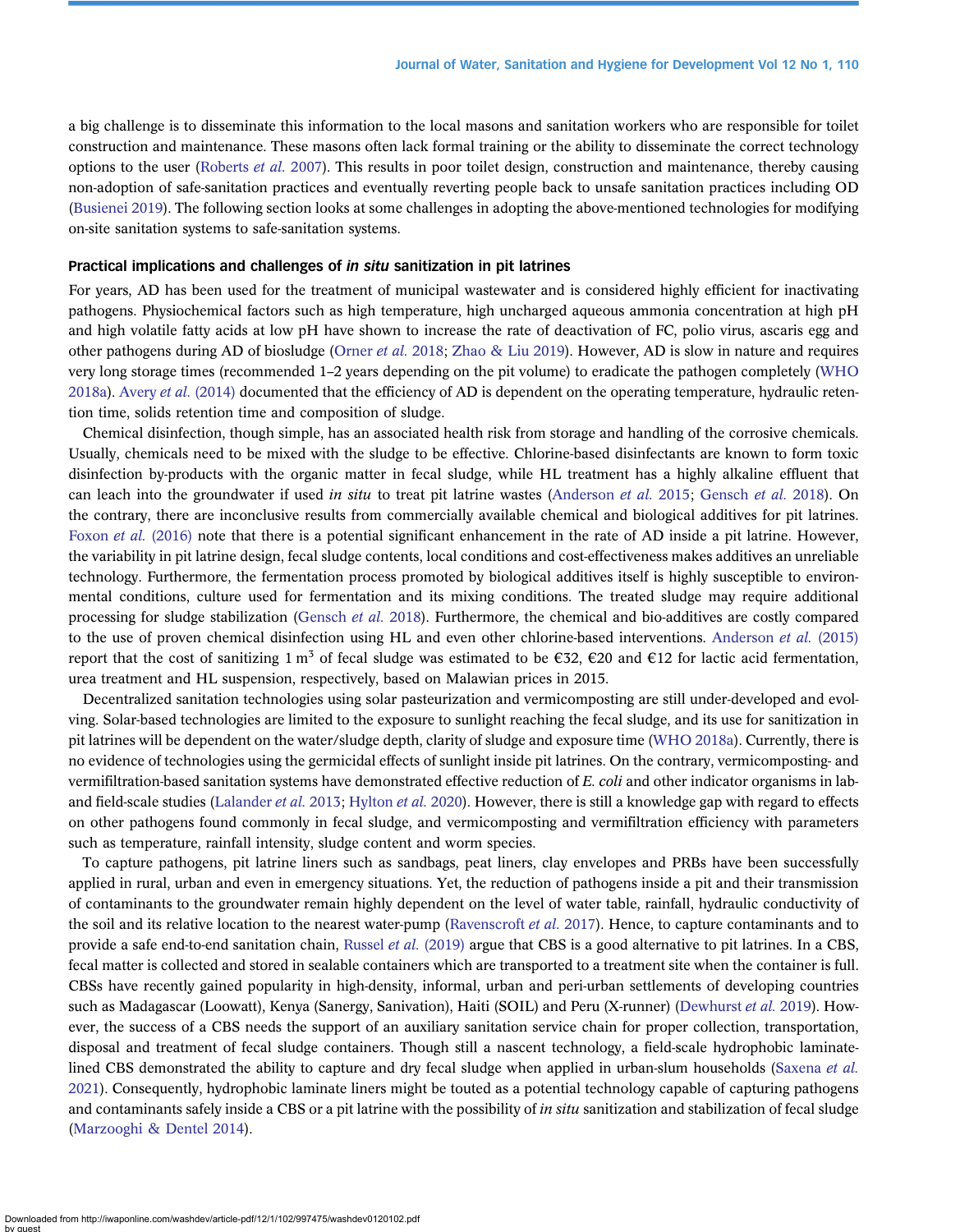a big challenge is to disseminate this information to the local masons and sanitation workers who are responsible for toilet construction and maintenance. These masons often lack formal training or the ability to disseminate the correct technology options to the user (Roberts *et al.* 2007). This results in poor toilet design, construction and maintenance, thereby causing non-adoption of safe-sanitation practices and eventually reverting people back to unsafe sanitation practices including OD (Busienei 2019). The following section looks at some challenges in adopting the above-mentioned technologies for modifying on-site sanitation systems to safe-sanitation systems.

### Practical implications and challenges of *in situ* sanitization in pit latrines

For years, AD has been used for the treatment of municipal wastewater and is considered highly efficient for inactivating pathogens. Physiochemical factors such as high temperature, high uncharged aqueous ammonia concentration at high pH and high volatile fatty acids at low pH have shown to increase the rate of deactivation of FC, polio virus, ascaris egg and other pathogens during AD of biosludge (Orner *et al.* 2018; Zhao & Liu 2019). However, AD is slow in nature and requires very long storage times (recommended 1–2 years depending on the pit volume) to eradicate the pathogen completely (WHO 2018a). Avery *et al.* (2014) documented that the efficiency of AD is dependent on the operating temperature, hydraulic retention time, solids retention time and composition of sludge.

Chemical disinfection, though simple, has an associated health risk from storage and handling of the corrosive chemicals. Usually, chemicals need to be mixed with the sludge to be effective. Chlorine-based disinfectants are known to form toxic disinfection by-products with the organic matter in fecal sludge, while HL treatment has a highly alkaline effluent that can leach into the groundwater if used *in situ* to treat pit latrine wastes (Anderson *et al.* 2015; Gensch *et al.* 2018). On the contrary, there are inconclusive results from commercially available chemical and biological additives for pit latrines. Foxon *et al.* (2016) note that there is a potential significant enhancement in the rate of AD inside a pit latrine. However, the variability in pit latrine design, fecal sludge contents, local conditions and cost-effectiveness makes additives an unreliable technology. Furthermore, the fermentation process promoted by biological additives itself is highly susceptible to environmental conditions, culture used for fermentation and its mixing conditions. The treated sludge may require additional processing for sludge stabilization (Gensch *et al.* 2018). Furthermore, the chemical and bio-additives are costly compared to the use of proven chemical disinfection using HL and even other chlorine-based interventions. Anderson *et al.* (2015) report that the cost of sanitizing 1 $m^3$ of fecal sludge was estimated to be €32, €20 and €12 for lactic acid fermentation, urea treatment and HL suspension, respectively, based on Malawian prices in 2015.

Decentralized sanitation technologies using solar pasteurization and vermicomposting are still under-developed and evolving. Solar-based technologies are limited to the exposure to sunlight reaching the fecal sludge, and its use for sanitization in pit latrines will be dependent on the water/sludge depth, clarity of sludge and exposure time (WHO 2018a). Currently, there is no evidence of technologies using the germicidal effects of sunlight inside pit latrines. On the contrary, vermicomposting- and vermifiltration-based sanitation systems have demonstrated effective reduction of *E. coli* and other indicator organisms in lab- and field-scale studies (Lalander *et al.* 2013; Hylton *et al.* 2020). However, there is still a knowledge gap with regard to effects on other pathogens found commonly in fecal sludge, and vermicomposting and vermifiltration efficiency with parameters such as temperature, rainfall intensity, sludge content and worm species.

To capture pathogens, pit latrine liners such as sandbags, peat liners, clay envelopes and PRBs have been successfully applied in rural, urban and even in emergency situations. Yet, the reduction of pathogens inside a pit and their transmission of contaminants to the groundwater remain highly dependent on the level of water table, rainfall, hydraulic conductivity of the soil and its relative location to the nearest water-pump (Ravenscroft *et al.* 2017). Hence, to capture contaminants and to provide a safe end-to-end sanitation chain, Russel *et al.* (2019) argue that CBS is a good alternative to pit latrines. In a CBS, fecal matter is collected and stored in sealable containers which are transported to a treatment site when the container is full. CBSs have recently gained popularity in high-density, informal, urban and peri-urban settlements of developing countries such as Madagascar (Loowatt), Kenya (Sanergy, Sanivation), Haiti (SOIL) and Peru (X-runner) (Dewhurst *et al.* 2019). However, the success of a CBS needs the support of an auxiliary sanitation service chain for proper collection, transportation, disposal and treatment of fecal sludge containers. Though still a nascent technology, a field-scale hydrophobic laminate-lined CBS demonstrated the ability to capture and dry fecal sludge when applied in urban-slum households (Saxena *et al.* 2021). Consequently, hydrophobic laminate liners might be touted as a potential technology capable of capturing pathogens and contaminants safely inside a CBS or a pit latrine with the possibility of *in situ* sanitization and stabilization of fecal sludge (Marzooghi & Dentel 2014).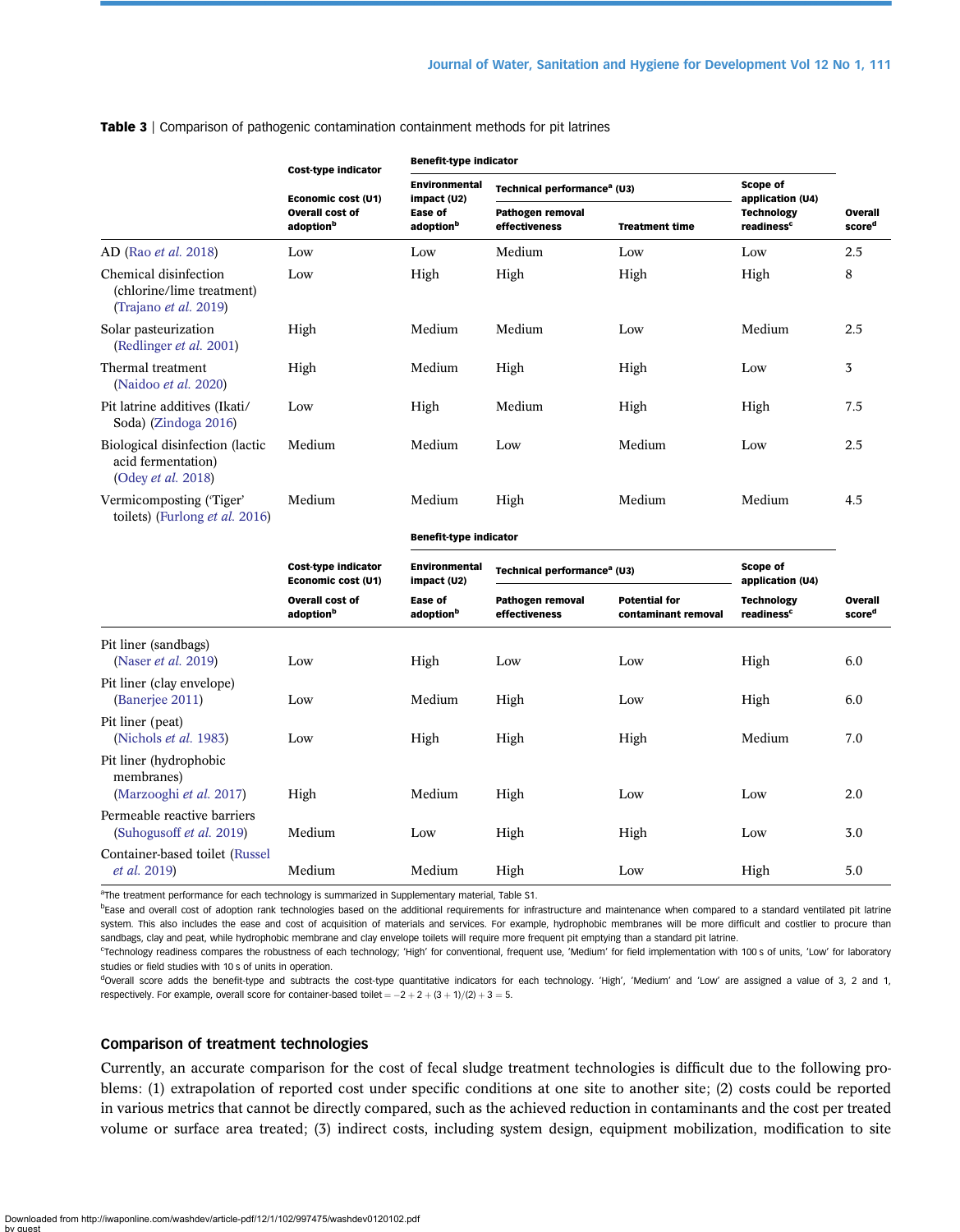**Table 3** | Comparison of pathogenic contamination containment methods for pit latrines

| | Cost-type indicator | Benefit-type indicator | | | | |
|---|---|---|---|---|---|---|
| | Economic cost (U1) | Environmental impact (U2) | Technical performance[a] (U3) | | Scope of application (U4) | |
| | Overall cost of adoption[b] | Ease of adoption[b] | Pathogen removal effectiveness | Treatment time | Technology readiness[c] | Overall score[d] |
| AD (Rao *et al.* 2018) | Low | Low | Medium | Low | Low | 2.5 |
| Chemical disinfection (chlorine/lime treatment) (Trajano *et al.* 2019) | Low | High | High | High | High | 8 |
| Solar pasteurization (Redlinger *et al.* 2001) | High | Medium | Medium | Low | Medium | 2.5 |
| Thermal treatment (Naidoo *et al.* 2020) | High | Medium | High | High | Low | 3 |
| Pit latrine additives (Ikati/Soda) (Zindoga 2016) | Low | High | Medium | High | High | 7.5 |
| Biological disinfection (lactic acid fermentation) (Odey *et al.* 2018) | Medium | Medium | Low | Medium | Low | 2.5 |
| Vermicomposting ('Tiger' toilets) (Furlong *et al.* 2016) | Medium | Medium | High | Medium | Medium | 4.5 |
| | **Cost-type indicator** | **Benefit-type indicator** | | | | |
| | **Economic cost (U1)** | **Environmental impact (U2)** | **Technical performance[a] (U3)** | | **Scope of application (U4)** | |
| | **Overall cost of adoption[b]** | **Ease of adoption[b]** | **Pathogen removal effectiveness** | **Potential for contaminant removal** | **Technology readiness[c]** | **Overall score[d]** |
| Pit liner (sandbags) (Naser *et al.* 2019) | Low | High | Low | Low | High | 6.0 |
| Pit liner (clay envelope) (Banerjee 2011) | Low | Medium | High | Low | High | 6.0 |
| Pit liner (peat) (Nichols *et al.* 1983) | Low | High | High | High | Medium | 7.0 |
| Pit liner (hydrophobic membranes) (Marzooghi *et al.* 2017) | High | Medium | High | Low | Low | 2.0 |
| Permeable reactive barriers (Suhogusoff *et al.* 2019) | Medium | Low | High | High | Low | 3.0 |
| Container-based toilet (Russel *et al.* 2019) | Medium | Medium | High | Low | High | 5.0 |

[a]The treatment performance for each technology is summarized in Supplementary material, Table S1.

[b]Ease and overall cost of adoption rank technologies based on the additional requirements for infrastructure and maintenance when compared to a standard ventilated pit latrine system. This also includes the ease and cost of acquisition of materials and services. For example, hydrophobic membranes will be more difficult and costlier to procure than sandbags, clay and peat, while hydrophobic membrane and clay envelope toilets will require more frequent pit emptying than a standard pit latrine.

[c]Technology readiness compares the robustness of each technology; 'High' for conventional, frequent use, 'Medium' for field implementation with 100 s of units, 'Low' for laboratory studies or field studies with 10 s of units in operation.

[d]Overall score adds the benefit-type and subtracts the cost-type quantitative indicators for each technology. 'High', 'Medium' and 'Low' are assigned a value of 3, 2 and 1, respectively. For example, overall score for container-based toilet $= -2 + 2 + (3 + 1)/(2) + 3 = 5$.

## Comparison of treatment technologies

Currently, an accurate comparison for the cost of fecal sludge treatment technologies is difficult due to the following problems: (1) extrapolation of reported cost under specific conditions at one site to another site; (2) costs could be reported in various metrics that cannot be directly compared, such as the achieved reduction in contaminants and the cost per treated volume or surface area treated; (3) indirect costs, including system design, equipment mobilization, modification to site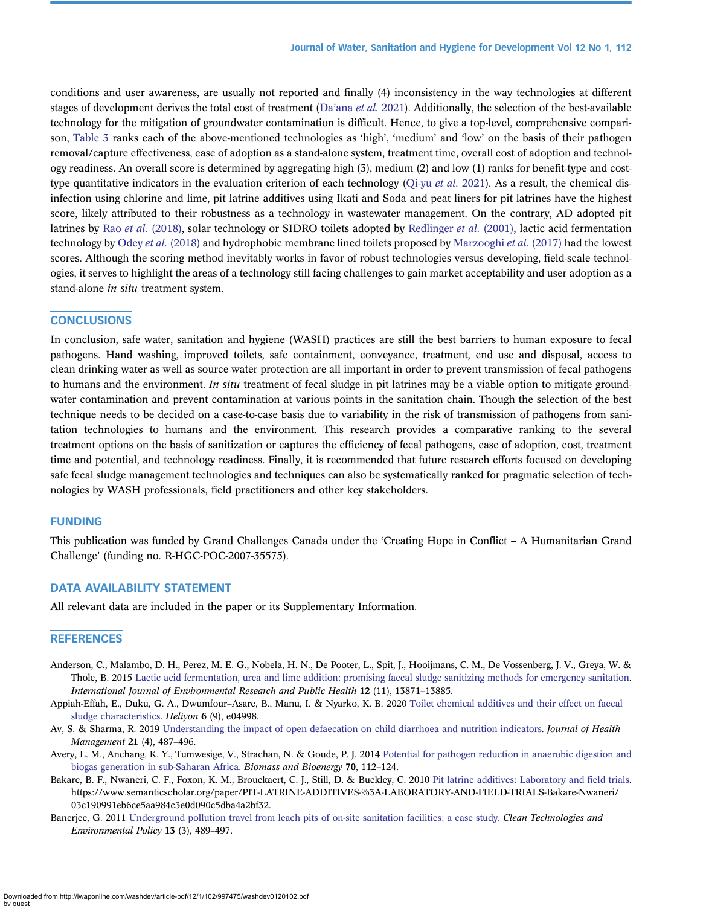conditions and user awareness, are usually not reported and finally (4) inconsistency in the way technologies at different stages of development derives the total cost of treatment (Da'ana *et al.* 2021). Additionally, the selection of the best-available technology for the mitigation of groundwater contamination is difficult. Hence, to give a top-level, comprehensive comparison, Table 3 ranks each of the above-mentioned technologies as 'high', 'medium' and 'low' on the basis of their pathogen removal/capture effectiveness, ease of adoption as a stand-alone system, treatment time, overall cost of adoption and technology readiness. An overall score is determined by aggregating high (3), medium (2) and low (1) ranks for benefit-type and cost-type quantitative indicators in the evaluation criterion of each technology (Qi-yu *et al.* 2021). As a result, the chemical disinfection using chlorine and lime, pit latrine additives using Ikati and Soda and peat liners for pit latrines have the highest score, likely attributed to their robustness as a technology in wastewater management. On the contrary, AD adopted pit latrines by Rao *et al.* (2018), solar technology or SIDRO toilets adopted by Redlinger *et al.* (2001), lactic acid fermentation technology by Odey *et al.* (2018) and hydrophobic membrane lined toilets proposed by Marzooghi *et al.* (2017) had the lowest scores. Although the scoring method inevitably works in favor of robust technologies versus developing, field-scale technologies, it serves to highlight the areas of a technology still facing challenges to gain market acceptability and user adoption as a stand-alone *in situ* treatment system.

## CONCLUSIONS

In conclusion, safe water, sanitation and hygiene (WASH) practices are still the best barriers to human exposure to fecal pathogens. Hand washing, improved toilets, safe containment, conveyance, treatment, end use and disposal, access to clean drinking water as well as source water protection are all important in order to prevent transmission of fecal pathogens to humans and the environment. *In situ* treatment of fecal sludge in pit latrines may be a viable option to mitigate groundwater contamination and prevent contamination at various points in the sanitation chain. Though the selection of the best technique needs to be decided on a case-to-case basis due to variability in the risk of transmission of pathogens from sanitation technologies to humans and the environment. This research provides a comparative ranking to the several treatment options on the basis of sanitization or captures the efficiency of fecal pathogens, ease of adoption, cost, treatment time and potential, and technology readiness. Finally, it is recommended that future research efforts focused on developing safe fecal sludge management technologies and techniques can also be systematically ranked for pragmatic selection of technologies by WASH professionals, field practitioners and other key stakeholders.

## FUNDING

This publication was funded by Grand Challenges Canada under the 'Creating Hope in Conflict – A Humanitarian Grand Challenge' (funding no. R-HGC-POC-2007-35575).

## DATA AVAILABILITY STATEMENT

All relevant data are included in the paper or its Supplementary Information.

## REFERENCES

Anderson, C., Malambo, D. H., Perez, M. E. G., Nobela, H. N., De Pooter, L., Spit, J., Hooijmans, C. M., De Vossenberg, J. V., Greya, W. & Thole, B. 2015 Lactic acid fermentation, urea and lime addition: promising faecal sludge sanitizing methods for emergency sanitation. *International Journal of Environmental Research and Public Health* **12** (11), 13871–13885.

Appiah-Effah, E., Duku, G. A., Dwumfour–Asare, B., Manu, I. & Nyarko, K. B. 2020 Toilet chemical additives and their effect on faecal sludge characteristics. *Heliyon* **6** (9), e04998.

Av, S. & Sharma, R. 2019 Understanding the impact of open defaecation on child diarrhoea and nutrition indicators. *Journal of Health Management* **21** (4), 487–496.

Avery, L. M., Anchang, K. Y., Tumwesige, V., Strachan, N. & Goude, P. J. 2014 Potential for pathogen reduction in anaerobic digestion and biogas generation in sub-Saharan Africa. *Biomass and Bioenergy* **70**, 112–124.

Bakare, B. F., Nwaneri, C. F., Foxon, K. M., Brouckaert, C. J., Still, D. & Buckley, C. 2010 Pit latrine additives: Laboratory and field trials. https://www.semanticscholar.org/paper/PIT-LATRINE-ADDITIVES-%3A-LABORATORY-AND-FIELD-TRIALS-Bakare-Nwaneri/03c190991eb6ce5aa984c3e0d090c5dba4a2bf32.

Banerjee, G. 2011 Underground pollution travel from leach pits of on-site sanitation facilities: a case study. *Clean Technologies and Environmental Policy* **13** (3), 489–497.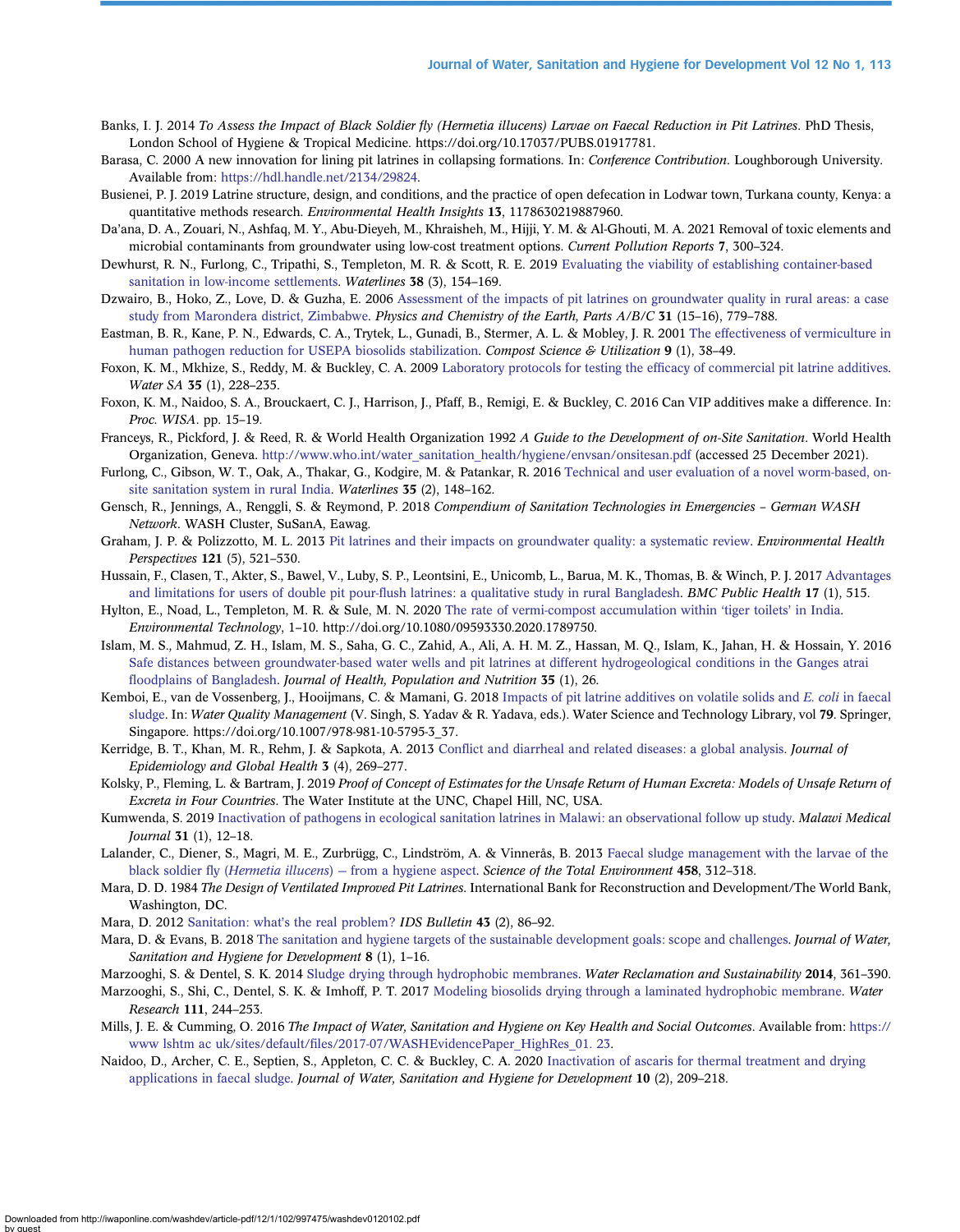Banks, I. J. 2014 *To Assess the Impact of Black Soldier fly (Hermetia illucens) Larvae on Faecal Reduction in Pit Latrines*. PhD Thesis, London School of Hygiene & Tropical Medicine. https://doi.org/10.17037/PUBS.01917781.

Barasa, C. 2000 A new innovation for lining pit latrines in collapsing formations. In: *Conference Contribution*. Loughborough University. Available from: https://hdl.handle.net/2134/29824.

Busienei, P. J. 2019 Latrine structure, design, and conditions, and the practice of open defecation in Lodwar town, Turkana county, Kenya: a quantitative methods research. *Environmental Health Insights* **13**, 1178630219887960.

Da'ana, D. A., Zouari, N., Ashfaq, M. Y., Abu-Dieyeh, M., Khraisheh, M., Hijji, Y. M. & Al-Ghouti, M. A. 2021 Removal of toxic elements and microbial contaminants from groundwater using low-cost treatment options. *Current Pollution Reports* **7**, 300–324.

Dewhurst, R. N., Furlong, C., Tripathi, S., Templeton, M. R. & Scott, R. E. 2019 Evaluating the viability of establishing container-based sanitation in low-income settlements. *Waterlines* **38** (3), 154–169.

Dzwairo, B., Hoko, Z., Love, D. & Guzha, E. 2006 Assessment of the impacts of pit latrines on groundwater quality in rural areas: a case study from Marondera district, Zimbabwe. *Physics and Chemistry of the Earth, Parts A/B/C* **31** (15–16), 779–788.

Eastman, B. R., Kane, P. N., Edwards, C. A., Trytek, L., Gunadi, B., Stermer, A. L. & Mobley, J. R. 2001 The effectiveness of vermiculture in human pathogen reduction for USEPA biosolids stabilization. *Compost Science & Utilization* **9** (1), 38–49.

Foxon, K. M., Mkhize, S., Reddy, M. & Buckley, C. A. 2009 Laboratory protocols for testing the efficacy of commercial pit latrine additives. *Water SA* **35** (1), 228–235.

Foxon, K. M., Naidoo, S. A., Brouckaert, C. J., Harrison, J., Pfaff, B., Remigi, E. & Buckley, C. 2016 Can VIP additives make a difference. In: *Proc. WISA*. pp. 15–19.

Franceys, R., Pickford, J. & Reed, R. & World Health Organization 1992 *A Guide to the Development of on-Site Sanitation*. World Health Organization, Geneva. http://www.who.int/water_sanitation_health/hygiene/envsan/onsitesan.pdf (accessed 25 December 2021).

Furlong, C., Gibson, W. T., Oak, A., Thakar, G., Kodgire, M. & Patankar, R. 2016 Technical and user evaluation of a novel worm-based, on-site sanitation system in rural India. *Waterlines* **35** (2), 148–162.

Gensch, R., Jennings, A., Renggli, S. & Reymond, P. 2018 *Compendium of Sanitation Technologies in Emergencies – German WASH Network*. WASH Cluster, SuSanA, Eawag.

Graham, J. P. & Polizzotto, M. L. 2013 Pit latrines and their impacts on groundwater quality: a systematic review. *Environmental Health Perspectives* **121** (5), 521–530.

Hussain, F., Clasen, T., Akter, S., Bawel, V., Luby, S. P., Leontsini, E., Unicomb, L., Barua, M. K., Thomas, B. & Winch, P. J. 2017 Advantages and limitations for users of double pit pour-flush latrines: a qualitative study in rural Bangladesh. *BMC Public Health* **17** (1), 515.

Hylton, E., Noad, L., Templeton, M. R. & Sule, M. N. 2020 The rate of vermi-compost accumulation within 'tiger toilets' in India. *Environmental Technology*, 1–10. http://doi.org/10.1080/09593330.2020.1789750.

Islam, M. S., Mahmud, Z. H., Islam, M. S., Saha, G. C., Zahid, A., Ali, A. H. M. Z., Hassan, M. Q., Islam, K., Jahan, H. & Hossain, Y. 2016 Safe distances between groundwater-based water wells and pit latrines at different hydrogeological conditions in the Ganges atrai floodplains of Bangladesh. *Journal of Health, Population and Nutrition* **35** (1), 26.

Kemboi, E., van de Vossenberg, J., Hooijmans, C. & Mamani, G. 2018 Impacts of pit latrine additives on volatile solids and *E. coli* in faecal sludge. In: *Water Quality Management* (V. Singh, S. Yadav & R. Yadava, eds.). Water Science and Technology Library, vol **79**. Springer, Singapore. https://doi.org/10.1007/978-981-10-5795-3_37.

Kerridge, B. T., Khan, M. R., Rehm, J. & Sapkota, A. 2013 Conflict and diarrheal and related diseases: a global analysis. *Journal of Epidemiology and Global Health* **3** (4), 269–277.

Kolsky, P., Fleming, L. & Bartram, J. 2019 *Proof of Concept of Estimates for the Unsafe Return of Human Excreta: Models of Unsafe Return of Excreta in Four Countries*. The Water Institute at the UNC, Chapel Hill, NC, USA.

Kumwenda, S. 2019 Inactivation of pathogens in ecological sanitation latrines in Malawi: an observational follow up study. *Malawi Medical Journal* **31** (1), 12–18.

Lalander, C., Diener, S., Magri, M. E., Zurbrügg, C., Lindström, A. & Vinnerås, B. 2013 Faecal sludge management with the larvae of the black soldier fly (*Hermetia illucens*) – from a hygiene aspect. *Science of the Total Environment* **458**, 312–318.

Mara, D. D. 1984 *The Design of Ventilated Improved Pit Latrines*. International Bank for Reconstruction and Development/The World Bank, Washington, DC.

Mara, D. 2012 Sanitation: what's the real problem? *IDS Bulletin* **43** (2), 86–92.

Mara, D. & Evans, B. 2018 The sanitation and hygiene targets of the sustainable development goals: scope and challenges. *Journal of Water, Sanitation and Hygiene for Development* **8** (1), 1–16.

Marzooghi, S. & Dentel, S. K. 2014 Sludge drying through hydrophobic membranes. *Water Reclamation and Sustainability* **2014**, 361–390.

Marzooghi, S., Shi, C., Dentel, S. K. & Imhoff, P. T. 2017 Modeling biosolids drying through a laminated hydrophobic membrane. *Water Research* **111**, 244–253.

Mills, J. E. & Cumming, O. 2016 *The Impact of Water, Sanitation and Hygiene on Key Health and Social Outcomes*. Available from: https://www lshtm ac uk/sites/default/files/2017-07/WASHEvidencePaper_HighRes_01. 23.

Naidoo, D., Archer, C. E., Septien, S., Appleton, C. C. & Buckley, C. A. 2020 Inactivation of ascaris for thermal treatment and drying applications in faecal sludge. *Journal of Water, Sanitation and Hygiene for Development* **10** (2), 209–218.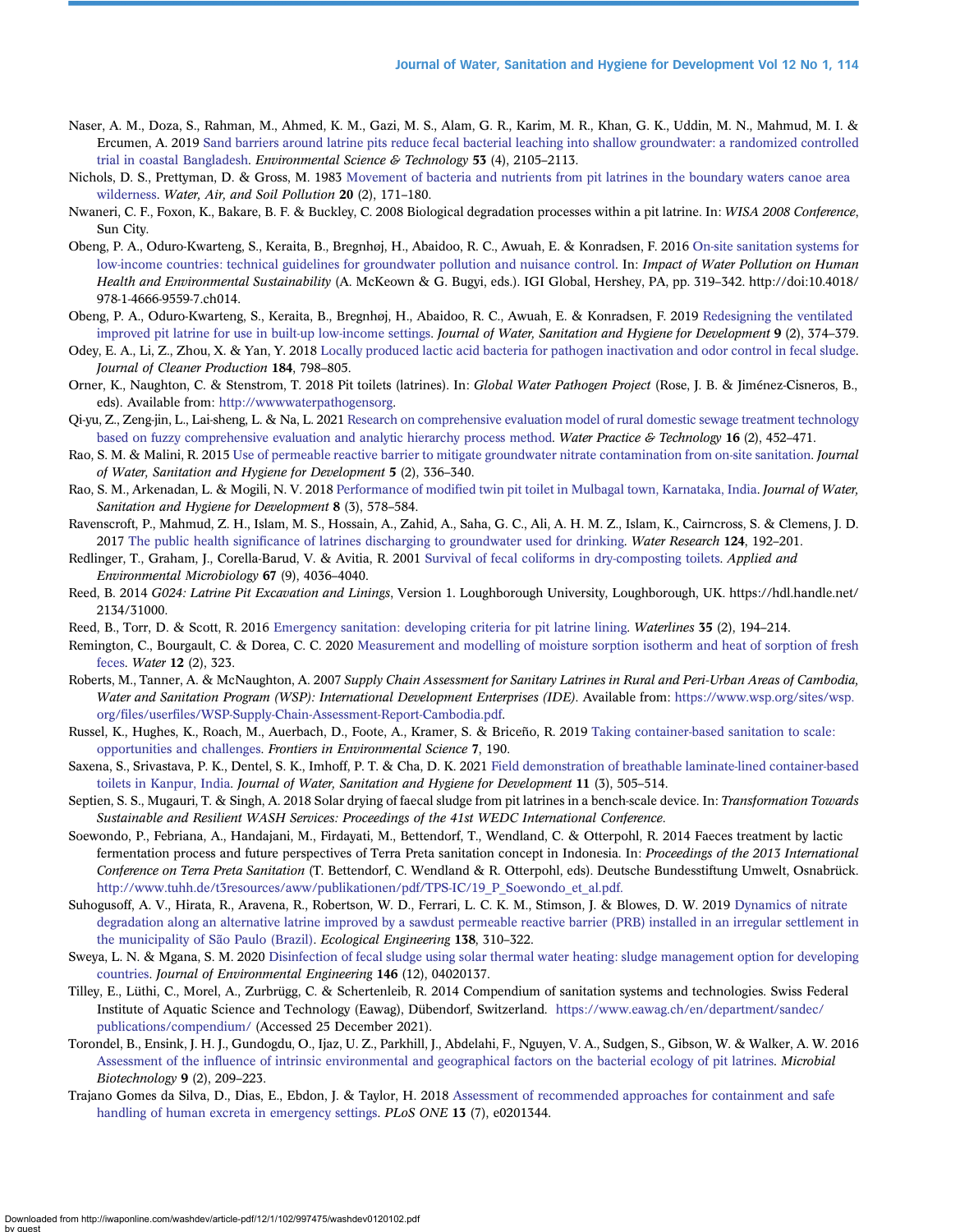Naser, A. M., Doza, S., Rahman, M., Ahmed, K. M., Gazi, M. S., Alam, G. R., Karim, M. R., Khan, G. K., Uddin, M. N., Mahmud, M. I. & Ercumen, A. 2019 Sand barriers around latrine pits reduce fecal bacterial leaching into shallow groundwater: a randomized controlled trial in coastal Bangladesh. *Environmental Science & Technology* **53** (4), 2105–2113.

Nichols, D. S., Prettyman, D. & Gross, M. 1983 Movement of bacteria and nutrients from pit latrines in the boundary waters canoe area wilderness. *Water, Air, and Soil Pollution* **20** (2), 171–180.

Nwaneri, C. F., Foxon, K., Bakare, B. F. & Buckley, C. 2008 Biological degradation processes within a pit latrine. In: *WISA 2008 Conference*, Sun City.

Obeng, P. A., Oduro-Kwarteng, S., Keraita, B., Bregnhøj, H., Abaidoo, R. C., Awuah, E. & Konradsen, F. 2016 On-site sanitation systems for low-income countries: technical guidelines for groundwater pollution and nuisance control. In: *Impact of Water Pollution on Human Health and Environmental Sustainability* (A. McKeown & G. Bugyi, eds.). IGI Global, Hershey, PA, pp. 319–342. http://doi:10.4018/978-1-4666-9559-7.ch014.

Obeng, P. A., Oduro-Kwarteng, S., Keraita, B., Bregnhøj, H., Abaidoo, R. C., Awuah, E. & Konradsen, F. 2019 Redesigning the ventilated improved pit latrine for use in built-up low-income settings. *Journal of Water, Sanitation and Hygiene for Development* **9** (2), 374–379.

Odey, E. A., Li, Z., Zhou, X. & Yan, Y. 2018 Locally produced lactic acid bacteria for pathogen inactivation and odor control in fecal sludge. *Journal of Cleaner Production* **184**, 798–805.

Orner, K., Naughton, C. & Stenstrom, T. 2018 Pit toilets (latrines). In: *Global Water Pathogen Project* (Rose, J. B. & Jiménez-Cisneros, B., eds). Available from: http://wwwwaterpathogensorg.

Qi-yu, Z., Zeng-jin, L., Lai-sheng, L. & Na, L. 2021 Research on comprehensive evaluation model of rural domestic sewage treatment technology based on fuzzy comprehensive evaluation and analytic hierarchy process method. *Water Practice & Technology* **16** (2), 452–471.

Rao, S. M. & Malini, R. 2015 Use of permeable reactive barrier to mitigate groundwater nitrate contamination from on-site sanitation. *Journal of Water, Sanitation and Hygiene for Development* **5** (2), 336–340.

Rao, S. M., Arkenadan, L. & Mogili, N. V. 2018 Performance of modified twin pit toilet in Mulbagal town, Karnataka, India. *Journal of Water, Sanitation and Hygiene for Development* **8** (3), 578–584.

Ravenscroft, P., Mahmud, Z. H., Islam, M. S., Hossain, A., Zahid, A., Saha, G. C., Ali, A. H. M. Z., Islam, K., Cairncross, S. & Clemens, J. D. 2017 The public health significance of latrines discharging to groundwater used for drinking. *Water Research* **124**, 192–201.

Redlinger, T., Graham, J., Corella-Barud, V. & Avitia, R. 2001 Survival of fecal coliforms in dry-composting toilets. *Applied and Environmental Microbiology* **67** (9), 4036–4040.

Reed, B. 2014 *G024: Latrine Pit Excavation and Linings*, Version 1. Loughborough University, Loughborough, UK. https://hdl.handle.net/2134/31000.

Reed, B., Torr, D. & Scott, R. 2016 Emergency sanitation: developing criteria for pit latrine lining. *Waterlines* **35** (2), 194–214.

Remington, C., Bourgault, C. & Dorea, C. C. 2020 Measurement and modelling of moisture sorption isotherm and heat of sorption of fresh feces. *Water* **12** (2), 323.

Roberts, M., Tanner, A. & McNaughton, A. 2007 *Supply Chain Assessment for Sanitary Latrines in Rural and Peri-Urban Areas of Cambodia, Water and Sanitation Program (WSP): International Development Enterprises (IDE)*. Available from: https://www.wsp.org/sites/wsp.org/files/userfiles/WSP-Supply-Chain-Assessment-Report-Cambodia.pdf.

Russel, K., Hughes, K., Roach, M., Auerbach, D., Foote, A., Kramer, S. & Briceño, R. 2019 Taking container-based sanitation to scale: opportunities and challenges. *Frontiers in Environmental Science* **7**, 190.

Saxena, S., Srivastava, P. K., Dentel, S. K., Imhoff, P. T. & Cha, D. K. 2021 Field demonstration of breathable laminate-lined container-based toilets in Kanpur, India. *Journal of Water, Sanitation and Hygiene for Development* **11** (3), 505–514.

Septien, S. S., Mugauri, T. & Singh, A. 2018 Solar drying of faecal sludge from pit latrines in a bench-scale device. In: *Transformation Towards Sustainable and Resilient WASH Services: Proceedings of the 41st WEDC International Conference*.

Soewondo, P., Febriana, A., Handajani, M., Firdayati, M., Bettendorf, T., Wendland, C. & Otterpohl, R. 2014 Faeces treatment by lactic fermentation process and future perspectives of Terra Preta sanitation concept in Indonesia. In: *Proceedings of the 2013 International Conference on Terra Preta Sanitation* (T. Bettendorf, C. Wendland & R. Otterpohl, eds). Deutsche Bundesstiftung Umwelt, Osnabrück. http://www.tuhh.de/t3resources/aww/publikationen/pdf/TPS-IC/19_P_Soewondo_et_al.pdf.

Suhogusoff, A. V., Hirata, R., Aravena, R., Robertson, W. D., Ferrari, L. C. K. M., Stimson, J. & Blowes, D. W. 2019 Dynamics of nitrate degradation along an alternative latrine improved by a sawdust permeable reactive barrier (PRB) installed in an irregular settlement in the municipality of São Paulo (Brazil). *Ecological Engineering* **138**, 310–322.

Sweya, L. N. & Mgana, S. M. 2020 Disinfection of fecal sludge using solar thermal water heating: sludge management option for developing countries. *Journal of Environmental Engineering* **146** (12), 04020137.

Tilley, E., Lüthi, C., Morel, A., Zurbrügg, C. & Schertenleib, R. 2014 Compendium of sanitation systems and technologies. Swiss Federal Institute of Aquatic Science and Technology (Eawag), Dübendorf, Switzerland. https://www.eawag.ch/en/department/sandec/publications/compendium/ (Accessed 25 December 2021).

Torondel, B., Ensink, J. H. J., Gundogdu, O., Ijaz, U. Z., Parkhill, J., Abdelahi, F., Nguyen, V. A., Sudgen, S., Gibson, W. & Walker, A. W. 2016 Assessment of the influence of intrinsic environmental and geographical factors on the bacterial ecology of pit latrines. *Microbial Biotechnology* **9** (2), 209–223.

Trajano Gomes da Silva, D., Dias, E., Ebdon, J. & Taylor, H. 2018 Assessment of recommended approaches for containment and safe handling of human excreta in emergency settings. *PLoS ONE* **13** (7), e0201344.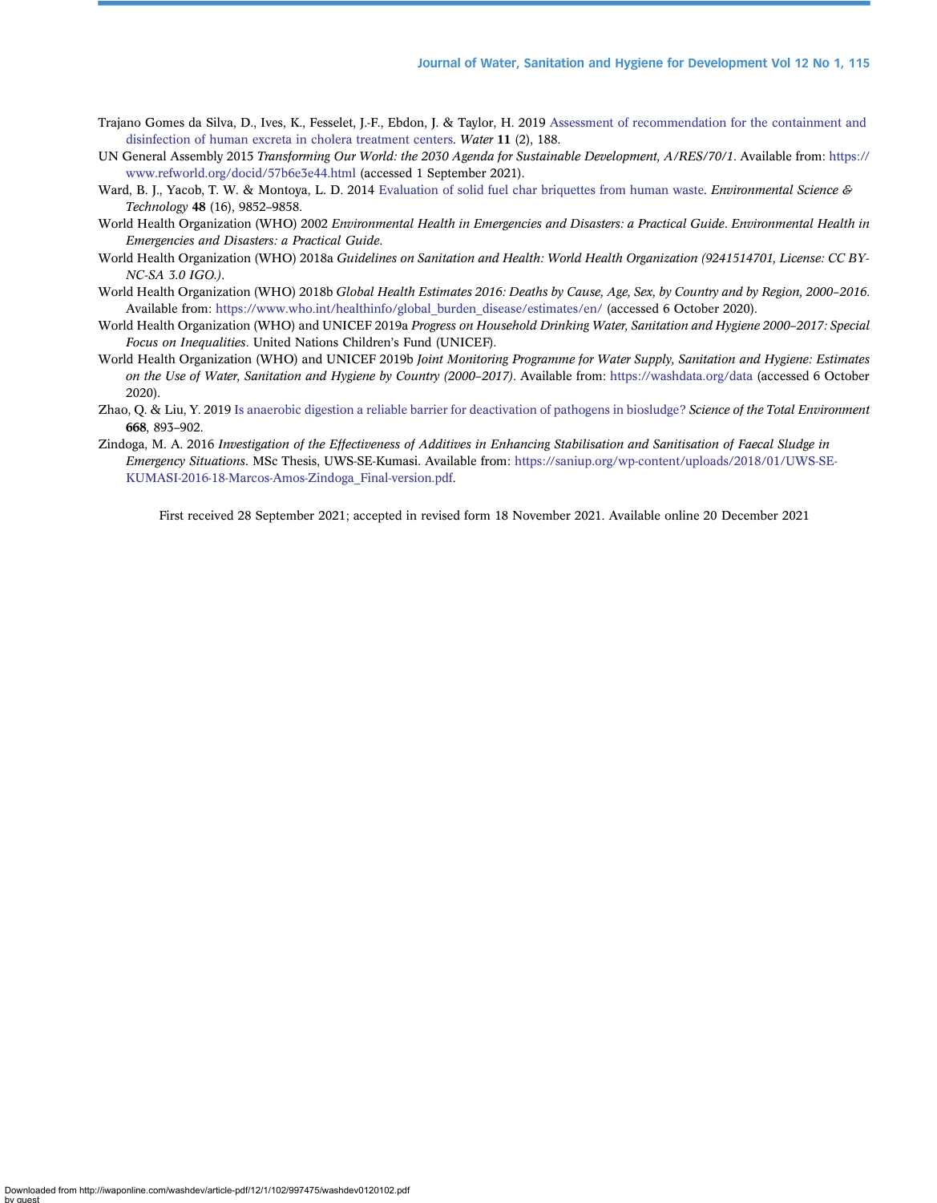Trajano Gomes da Silva, D., Ives, K., Fesselet, J.-F., Ebdon, J. & Taylor, H. 2019 Assessment of recommendation for the containment and disinfection of human excreta in cholera treatment centers. *Water* **11** (2), 188.

UN General Assembly 2015 *Transforming Our World: the 2030 Agenda for Sustainable Development, A/RES/70/1*. Available from: https://www.refworld.org/docid/57b6e3e44.html (accessed 1 September 2021).

Ward, B. J., Yacob, T. W. & Montoya, L. D. 2014 Evaluation of solid fuel char briquettes from human waste. *Environmental Science & Technology* **48** (16), 9852–9858.

World Health Organization (WHO) 2002 *Environmental Health in Emergencies and Disasters: a Practical Guide. Environmental Health in Emergencies and Disasters: a Practical Guide.*

World Health Organization (WHO) 2018a *Guidelines on Sanitation and Health: World Health Organization (9241514701, License: CC BY-NC-SA 3.0 IGO.).*

World Health Organization (WHO) 2018b *Global Health Estimates 2016: Deaths by Cause, Age, Sex, by Country and by Region, 2000–2016*. Available from: https://www.who.int/healthinfo/global_burden_disease/estimates/en/ (accessed 6 October 2020).

World Health Organization (WHO) and UNICEF 2019a *Progress on Household Drinking Water, Sanitation and Hygiene 2000–2017: Special Focus on Inequalities*. United Nations Children's Fund (UNICEF).

World Health Organization (WHO) and UNICEF 2019b *Joint Monitoring Programme for Water Supply, Sanitation and Hygiene: Estimates on the Use of Water, Sanitation and Hygiene by Country (2000–2017)*. Available from: https://washdata.org/data (accessed 6 October 2020).

Zhao, Q. & Liu, Y. 2019 Is anaerobic digestion a reliable barrier for deactivation of pathogens in biosludge? *Science of the Total Environment* **668**, 893–902.

Zindoga, M. A. 2016 *Investigation of the Effectiveness of Additives in Enhancing Stabilisation and Sanitisation of Faecal Sludge in Emergency Situations*. MSc Thesis, UWS-SE-Kumasi. Available from: https://saniup.org/wp-content/uploads/2018/01/UWS-SE-KUMASI-2016-18-Marcos-Amos-Zindoga_Final-version.pdf.

First received 28 September 2021; accepted in revised form 18 November 2021. Available online 20 December 2021